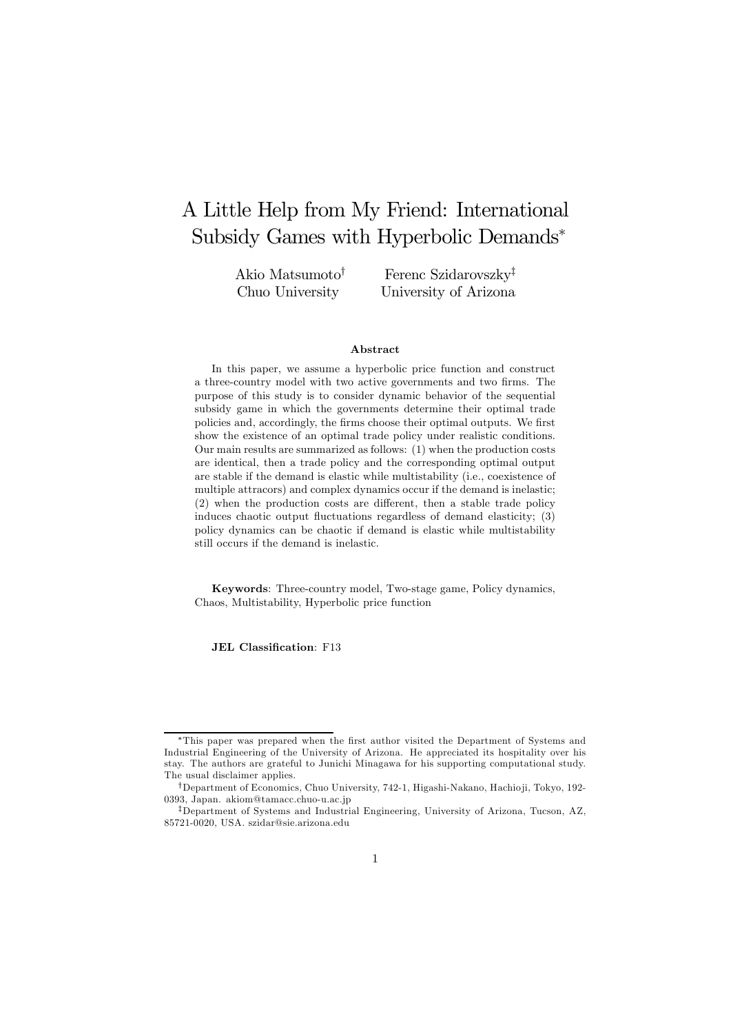# A Little Help from My Friend: International Subsidy Games with Hyperbolic Demands*

Akio Matsumoto[†]
Chuo University

Ferenc Szidarovszky[‡]
University of Arizona

### Abstract

In this paper, we assume a hyperbolic price function and construct a three-country model with two active governments and two firms. The purpose of this study is to consider dynamic behavior of the sequential subsidy game in which the governments determine their optimal trade policies and, accordingly, the firms choose their optimal outputs. We first show the existence of an optimal trade policy under realistic conditions. Our main results are summarized as follows: (1) when the production costs are identical, then a trade policy and the corresponding optimal output are stable if the demand is elastic while multistability (i.e., coexistence of multiple attracors) and complex dynamics occur if the demand is inelastic; (2) when the production costs are different, then a stable trade policy induces chaotic output fluctuations regardless of demand elasticity; (3) policy dynamics can be chaotic if demand is elastic while multistability still occurs if the demand is inelastic.

**Keywords**: Three-country model, Two-stage game, Policy dynamics, Chaos, Multistability, Hyperbolic price function

**JEL Classification**: F13

---

*This paper was prepared when the first author visited the Department of Systems and Industrial Engineering of the University of Arizona. He appreciated its hospitality over his stay. The authors are grateful to Junichi Minagawa for his supporting computational study. The usual disclaimer applies.

[†]Department of Economics, Chuo University, 742-1, Higashi-Nakano, Hachioji, Tokyo, 192-0393, Japan. akiom@tamacc.chuo-u.ac.jp

[‡]Department of Systems and Industrial Engineering, University of Arizona, Tucson, AZ, 85721-0020, USA. szidar@sie.arizona.edu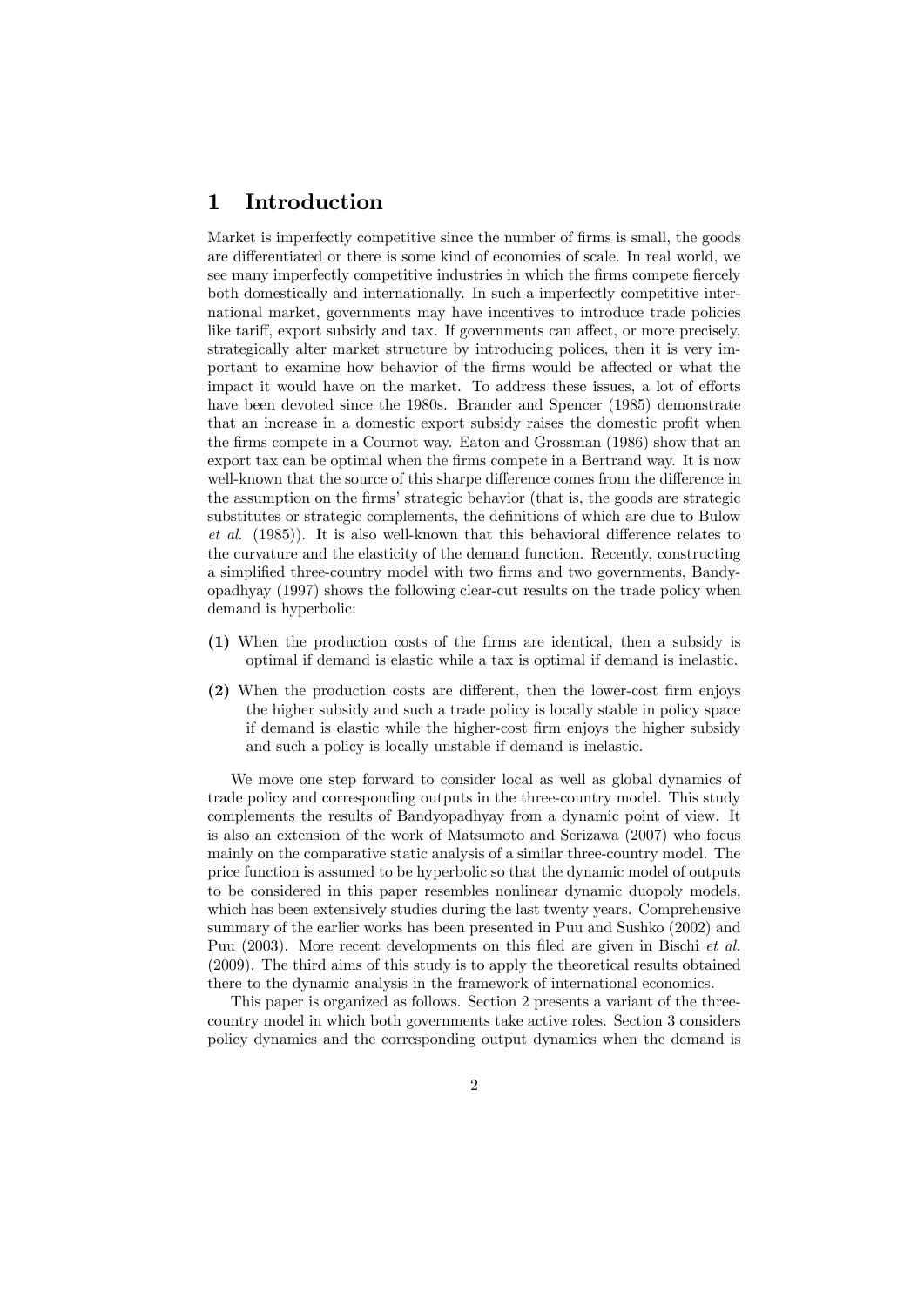# 1 Introduction

Market is imperfectly competitive since the number of firms is small, the goods are differentiated or there is some kind of economies of scale. In real world, we see many imperfectly competitive industries in which the firms compete fiercely both domestically and internationally. In such a imperfectly competitive international market, governments may have incentives to introduce trade policies like tariff, export subsidy and tax. If governments can affect, or more precisely, strategically alter market structure by introducing polices, then it is very important to examine how behavior of the firms would be affected or what the impact it would have on the market. To address these issues, a lot of efforts have been devoted since the 1980s. Brander and Spencer (1985) demonstrate that an increase in a domestic export subsidy raises the domestic profit when the firms compete in a Cournot way. Eaton and Grossman (1986) show that an export tax can be optimal when the firms compete in a Bertrand way. It is now well-known that the source of this sharpe difference comes from the difference in the assumption on the firms' strategic behavior (that is, the goods are strategic substitutes or strategic complements, the definitions of which are due to Bulow *et al.* (1985)). It is also well-known that this behavioral difference relates to the curvature and the elasticity of the demand function. Recently, constructing a simplified three-country model with two firms and two governments, Bandyopadhyay (1997) shows the following clear-cut results on the trade policy when demand is hyperbolic:

**(1)** When the production costs of the firms are identical, then a subsidy is optimal if demand is elastic while a tax is optimal if demand is inelastic.

**(2)** When the production costs are different, then the lower-cost firm enjoys the higher subsidy and such a trade policy is locally stable in policy space if demand is elastic while the higher-cost firm enjoys the higher subsidy and such a policy is locally unstable if demand is inelastic.

We move one step forward to consider local as well as global dynamics of trade policy and corresponding outputs in the three-country model. This study complements the results of Bandyopadhyay from a dynamic point of view. It is also an extension of the work of Matsumoto and Serizawa (2007) who focus mainly on the comparative static analysis of a similar three-country model. The price function is assumed to be hyperbolic so that the dynamic model of outputs to be considered in this paper resembles nonlinear dynamic duopoly models, which has been extensively studies during the last twenty years. Comprehensive summary of the earlier works has been presented in Puu and Sushko (2002) and Puu (2003). More recent developments on this filed are given in Bischi *et al.* (2009). The third aims of this study is to apply the theoretical results obtained there to the dynamic analysis in the framework of international economics.

This paper is organized as follows. Section 2 presents a variant of the three-country model in which both governments take active roles. Section 3 considers policy dynamics and the corresponding output dynamics when the demand is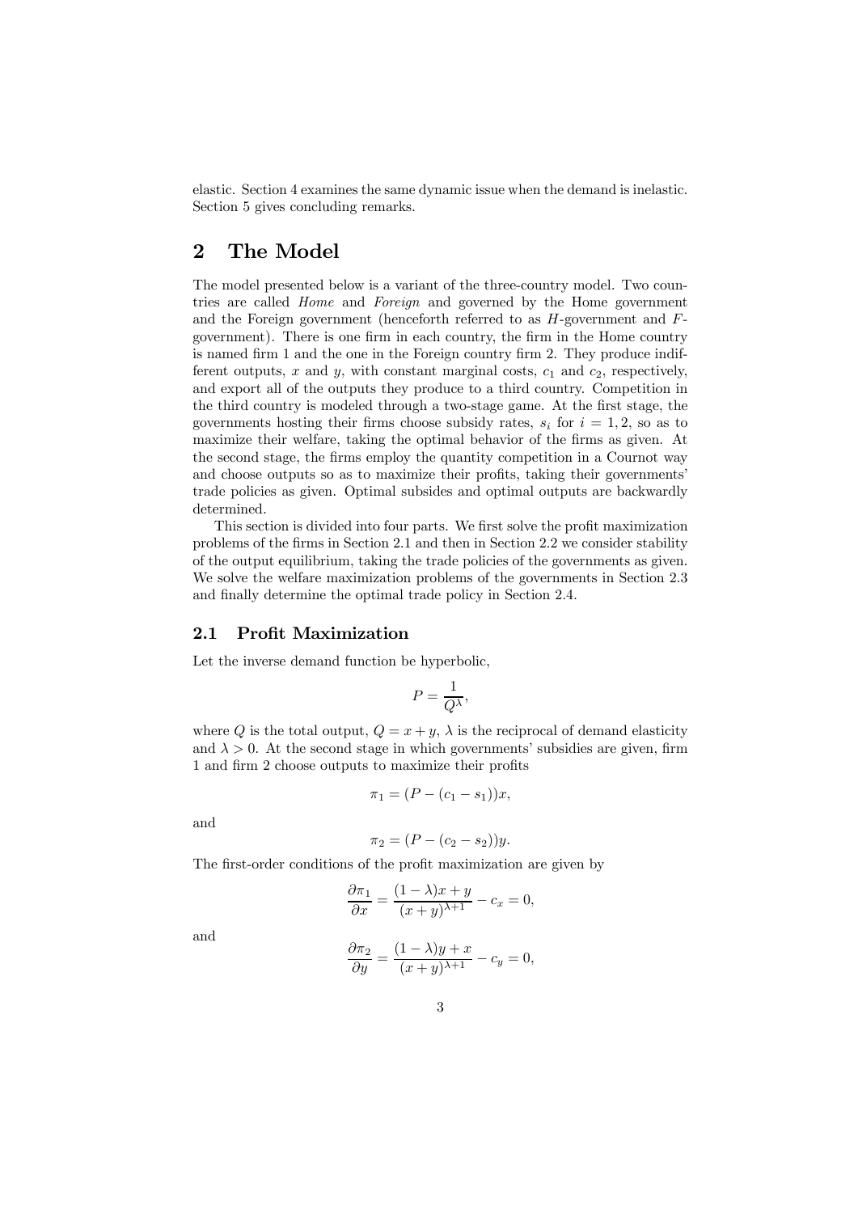elastic. Section 4 examines the same dynamic issue when the demand is inelastic. Section 5 gives concluding remarks.

# 2 The Model

The model presented below is a variant of the three-country model. Two countries are called *Home* and *Foreign* and governed by the Home government and the Foreign government (henceforth referred to as $H$-government and $F$-government). There is one firm in each country, the firm in the Home country is named firm 1 and the one in the Foreign country firm 2. They produce indifferent outputs, $x$ and $y$, with constant marginal costs, $c_1$ and $c_2$, respectively, and export all of the outputs they produce to a third country. Competition in the third country is modeled through a two-stage game. At the first stage, the governments hosting their firms choose subsidy rates, $s_i$ for $i = 1, 2$, so as to maximize their welfare, taking the optimal behavior of the firms as given. At the second stage, the firms employ the quantity competition in a Cournot way and choose outputs so as to maximize their profits, taking their governments' trade policies as given. Optimal subsides and optimal outputs are backwardly determined.

This section is divided into four parts. We first solve the profit maximization problems of the firms in Section 2.1 and then in Section 2.2 we consider stability of the output equilibrium, taking the trade policies of the governments as given. We solve the welfare maximization problems of the governments in Section 2.3 and finally determine the optimal trade policy in Section 2.4.

## 2.1 Profit Maximization

Let the inverse demand function be hyperbolic,

$$P = \frac{1}{Q^{\lambda}},$$

where $Q$ is the total output, $Q = x + y$, $\lambda$ is the reciprocal of demand elasticity and $\lambda > 0$. At the second stage in which governments' subsidies are given, firm 1 and firm 2 choose outputs to maximize their profits

$$\pi_1 = (P - (c_1 - s_1))x,$$

and

$$\pi_2 = (P - (c_2 - s_2))y.$$

The first-order conditions of the profit maximization are given by

$$\frac{\partial \pi_1}{\partial x} = \frac{(1-\lambda)x + y}{(x+y)^{\lambda+1}} - c_x = 0,$$

and

$$\frac{\partial \pi_2}{\partial y} = \frac{(1-\lambda)y + x}{(x+y)^{\lambda+1}} - c_y = 0,$$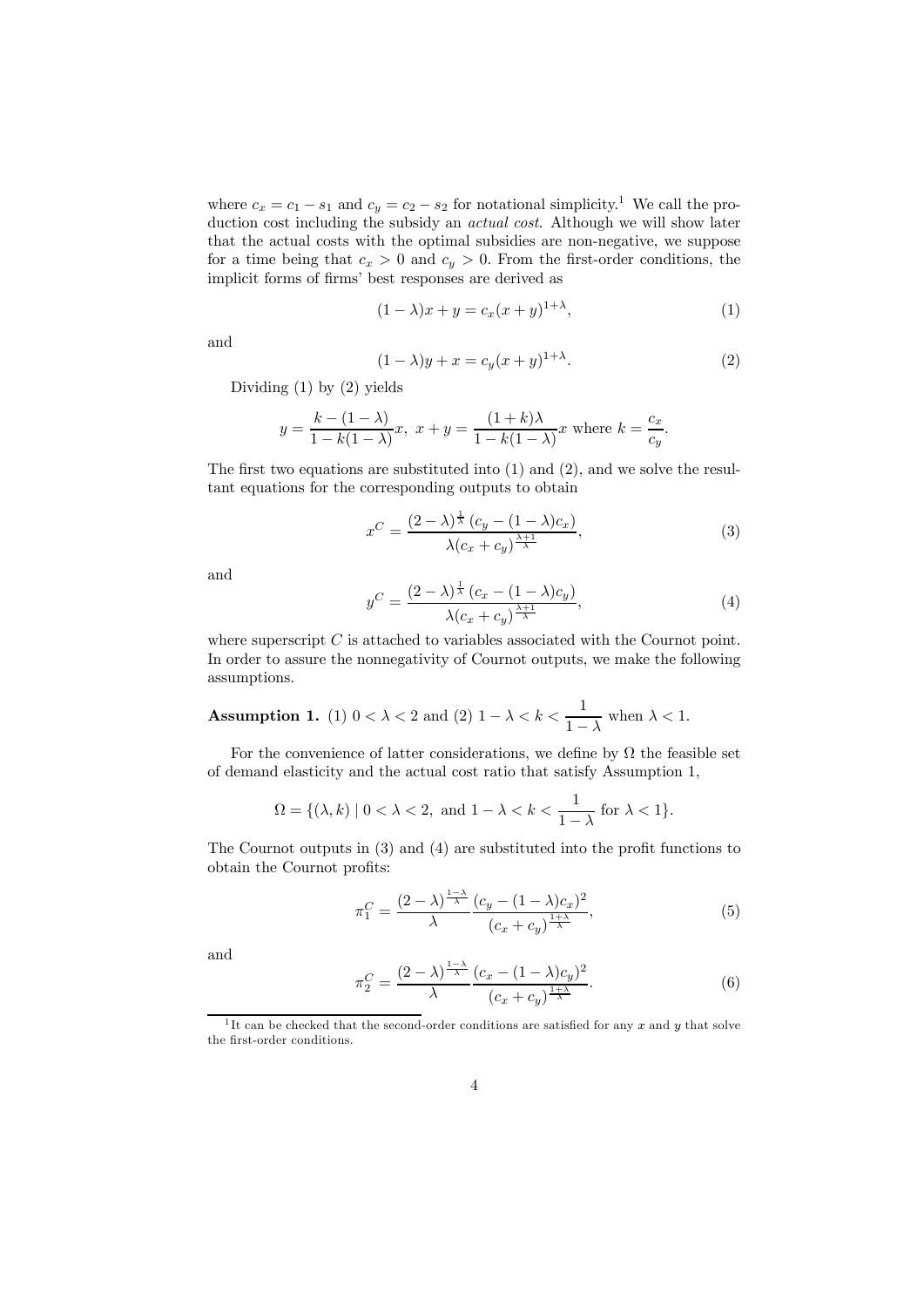where $c_x = c_1 - s_1$ and $c_y = c_2 - s_2$ for notational simplicity.[1] We call the production cost including the subsidy an *actual cost*. Although we will show later that the actual costs with the optimal subsidies are non-negative, we suppose for a time being that $c_x > 0$ and $c_y > 0$. From the first-order conditions, the implicit forms of firms' best responses are derived as

$$(1-\lambda)x + y = c_x(x+y)^{1+\lambda}, \tag{1}$$

and

$$(1-\lambda)y + x = c_y(x+y)^{1+\lambda}. \tag{2}$$

Dividing (1) by (2) yields

$$y = \frac{k-(1-\lambda)}{1-k(1-\lambda)}x, \ x+y = \frac{(1+k)\lambda}{1-k(1-\lambda)}x \text{ where } k = \frac{c_x}{c_y}.$$

The first two equations are substituted into (1) and (2), and we solve the resultant equations for the corresponding outputs to obtain

$$x^C = \frac{(2-\lambda)^{\frac{1}{\lambda}}\left(c_y - (1-\lambda)c_x\right)}{\lambda(c_x+c_y)^{\frac{\lambda+1}{\lambda}}}, \tag{3}$$

and

$$y^C = \frac{(2-\lambda)^{\frac{1}{\lambda}}\left(c_x - (1-\lambda)c_y\right)}{\lambda(c_x+c_y)^{\frac{\lambda+1}{\lambda}}}, \tag{4}$$

where superscript $C$ is attached to variables associated with the Cournot point. In order to assure the nonnegativity of Cournot outputs, we make the following assumptions.

**Assumption 1.** (1) $0 < \lambda < 2$ and (2) $1-\lambda < k < \dfrac{1}{1-\lambda}$ when $\lambda < 1$.

For the convenience of latter considerations, we define by $\Omega$ the feasible set of demand elasticity and the actual cost ratio that satisfy Assumption 1,

$$\Omega = \{(\lambda, k) \mid 0 < \lambda < 2, \text{ and } 1-\lambda < k < \frac{1}{1-\lambda} \text{ for } \lambda < 1\}.$$

The Cournot outputs in (3) and (4) are substituted into the profit functions to obtain the Cournot profits:

$$\pi_1^C = \frac{(2-\lambda)^{\frac{1-\lambda}{\lambda}}}{\lambda}\frac{(c_y - (1-\lambda)c_x)^2}{(c_x+c_y)^{\frac{1+\lambda}{\lambda}}}, \tag{5}$$

and

$$\pi_2^C = \frac{(2-\lambda)^{\frac{1-\lambda}{\lambda}}}{\lambda}\frac{(c_x - (1-\lambda)c_y)^2}{(c_x+c_y)^{\frac{1+\lambda}{\lambda}}}. \tag{6}$$

---

[1] It can be checked that the second-order conditions are satisfied for any $x$ and $y$ that solve the first-order conditions.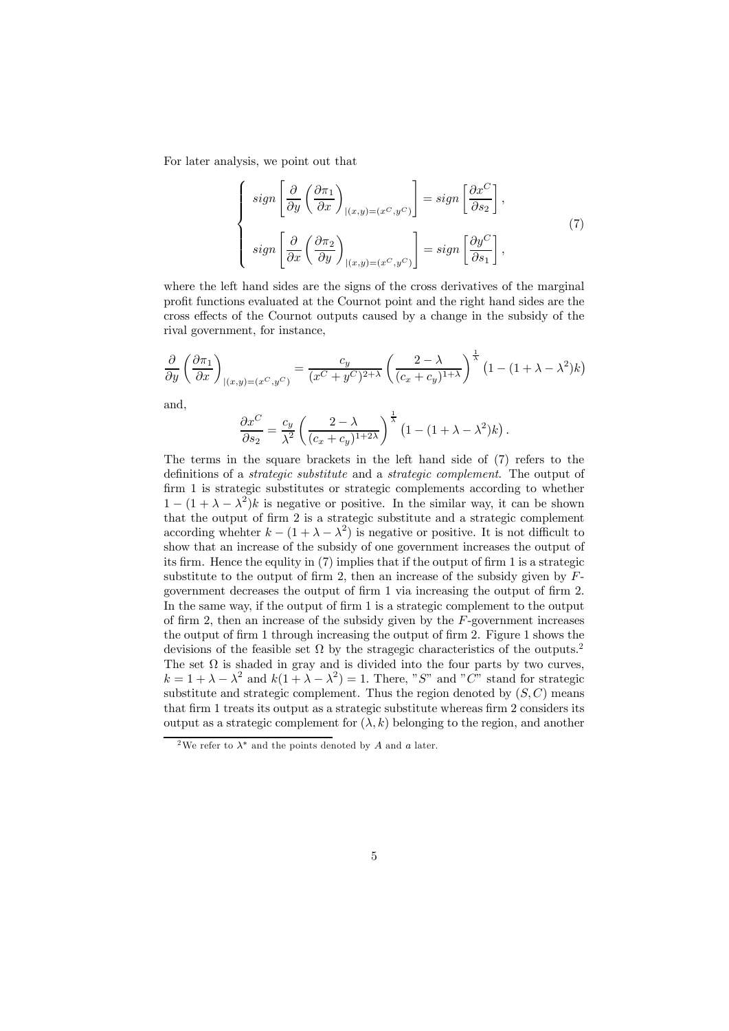For later analysis, we point out that

$$
\begin{cases}
sign\left[\dfrac{\partial}{\partial y}\left(\dfrac{\partial \pi_1}{\partial x}\right)_{|(x,y)=(x^C,y^C)}\right] = sign\left[\dfrac{\partial x^C}{\partial s_2}\right], \\[2ex]
sign\left[\dfrac{\partial}{\partial x}\left(\dfrac{\partial \pi_2}{\partial y}\right)_{|(x,y)=(x^C,y^C)}\right] = sign\left[\dfrac{\partial y^C}{\partial s_1}\right],
\end{cases}
\tag{7}
$$

where the left hand sides are the signs of the cross derivatives of the marginal profit functions evaluated at the Cournot point and the right hand sides are the cross effects of the Cournot outputs caused by a change in the subsidy of the rival government, for instance,

$$
\frac{\partial}{\partial y}\left(\frac{\partial \pi_1}{\partial x}\right)_{|(x,y)=(x^C,y^C)} = \frac{c_y}{(x^C+y^C)^{2+\lambda}}\left(\frac{2-\lambda}{(c_x+c_y)^{1+\lambda}}\right)^{\frac{1}{\lambda}}\left(1-(1+\lambda-\lambda^2)k\right)
$$

and,

$$
\frac{\partial x^C}{\partial s_2} = \frac{c_y}{\lambda^2}\left(\frac{2-\lambda}{(c_x+c_y)^{1+2\lambda}}\right)^{\frac{1}{\lambda}}\left(1-(1+\lambda-\lambda^2)k\right).
$$

The terms in the square brackets in the left hand side of (7) refers to the definitions of a *strategic substitute* and a *strategic complement*. The output of firm 1 is strategic substitutes or strategic complements according to whether $1-(1+\lambda-\lambda^2)k$ is negative or positive. In the similar way, it can be shown that the output of firm 2 is a strategic substitute and a strategic complement according whehter $k-(1+\lambda-\lambda^2)$ is negative or positive. It is not difficult to show that an increase of the subsidy of one government increases the output of its firm. Hence the equlity in (7) implies that if the output of firm 1 is a strategic substitute to the output of firm 2, then an increase of the subsidy given by $F$-government decreases the output of firm 1 via increasing the output of firm 2. In the same way, if the output of firm 1 is a strategic complement to the output of firm 2, then an increase of the subsidy given by the $F$-government increases the output of firm 1 through increasing the output of firm 2. Figure 1 shows the devisions of the feasible set $\Omega$ by the stragegic characteristics of the outputs.[2] The set $\Omega$ is shaded in gray and is divided into the four parts by two curves, $k = 1+\lambda-\lambda^2$ and $k(1+\lambda-\lambda^2) = 1$. There, "$S$" and "$C$" stand for strategic substitute and strategic complement. Thus the region denoted by $(S, C)$ means that firm 1 treats its output as a strategic substitute whereas firm 2 considers its output as a strategic complement for $(\lambda, k)$ belonging to the region, and another

[2] We refer to $\lambda^*$ and the points denoted by $A$ and $a$ later.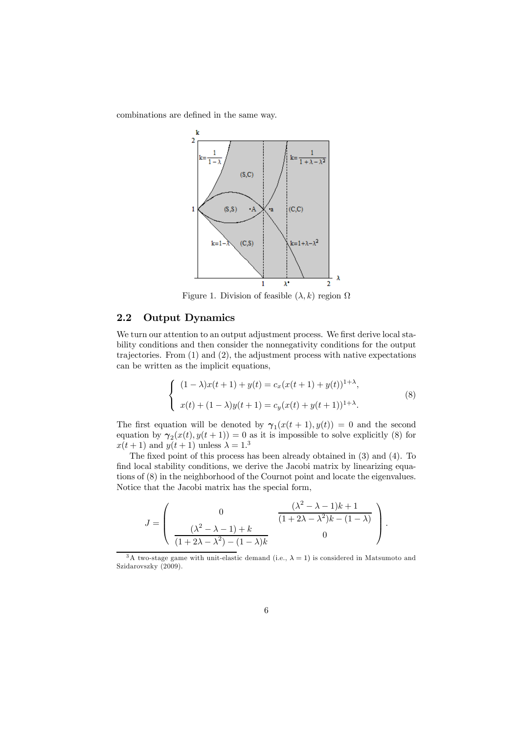combinations are defined in the same way.

Figure 1. Division of feasible $(\lambda, k)$ region $\Omega$

## 2.2 Output Dynamics

We turn our attention to an output adjustment process. We first derive local stability conditions and then consider the nonnegativity conditions for the output trajectories. From (1) and (2), the adjustment process with native expectations can be written as the implicit equations,

$$
\begin{cases}
(1-\lambda)x(t+1) + y(t) = c_x(x(t+1) + y(t))^{1+\lambda}, \\
\\
x(t) + (1-\lambda)y(t+1) = c_y(x(t) + y(t+1))^{1+\lambda}.
\end{cases}
\tag{8}
$$

The first equation will be denoted by $\boldsymbol{\gamma}_1(x(t+1), y(t)) = 0$ and the second equation by $\boldsymbol{\gamma}_2(x(t), y(t+1)) = 0$ as it is impossible to solve explicitly (8) for $x(t+1)$ and $y(t+1)$ unless $\lambda = 1$.[3]

The fixed point of this process has been already obtained in (3) and (4). To find local stability conditions, we derive the Jacobi matrix by linearizing equations of (8) in the neighborhood of the Cournot point and locate the eigenvalues. Notice that the Jacobi matrix has the special form,

$$
J = \begin{pmatrix}
0 & \dfrac{(\lambda^2 - \lambda - 1)k + 1}{(1 + 2\lambda - \lambda^2)k - (1-\lambda)} \\
\dfrac{(\lambda^2 - \lambda - 1) + k}{(1 + 2\lambda - \lambda^2) - (1-\lambda)k} & 0
\end{pmatrix}.
$$

[3] A two-stage game with unit-elastic demand (i.e., $\lambda = 1$) is considered in Matsumoto and Szidarovszky (2009).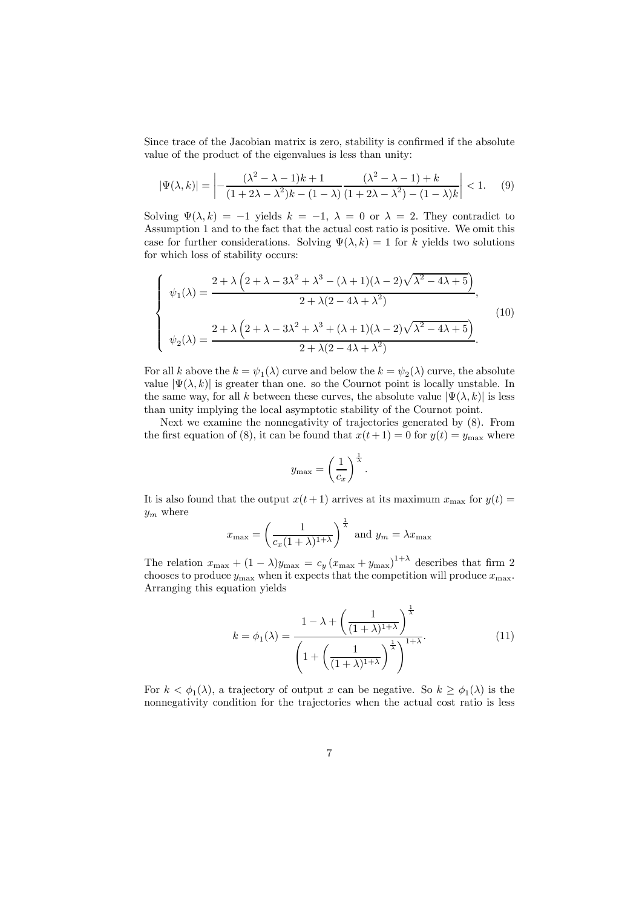Since trace of the Jacobian matrix is zero, stability is confirmed if the absolute value of the product of the eigenvalues is less than unity:

$$|\Psi(\lambda,k)| = \left| -\frac{(\lambda^2-\lambda-1)k+1}{(1+2\lambda-\lambda^2)k-(1-\lambda)} \frac{(\lambda^2-\lambda-1)+k}{(1+2\lambda-\lambda^2)-(1-\lambda)k} \right| < 1. \quad (9)$$

Solving $\Psi(\lambda,k) = -1$ yields $k = -1$, $\lambda = 0$ or $\lambda = 2$. They contradict to Assumption 1 and to the fact that the actual cost ratio is positive. We omit this case for further considerations. Solving $\Psi(\lambda,k) = 1$ for $k$ yields two solutions for which loss of stability occurs:

$$\begin{cases} \psi_1(\lambda) = \dfrac{2+\lambda\left(2+\lambda-3\lambda^2+\lambda^3-(\lambda+1)(\lambda-2)\sqrt{\lambda^2-4\lambda+5}\right)}{2+\lambda(2-4\lambda+\lambda^2)}, \\ \\ \psi_2(\lambda) = \dfrac{2+\lambda\left(2+\lambda-3\lambda^2+\lambda^3+(\lambda+1)(\lambda-2)\sqrt{\lambda^2-4\lambda+5}\right)}{2+\lambda(2-4\lambda+\lambda^2)}. \end{cases} \quad (10)$$

For all $k$ above the $k = \psi_1(\lambda)$ curve and below the $k = \psi_2(\lambda)$ curve, the absolute value $|\Psi(\lambda,k)|$ is greater than one. so the Cournot point is locally unstable. In the same way, for all $k$ between these curves, the absolute value $|\Psi(\lambda,k)|$ is less than unity implying the local asymptotic stability of the Cournot point.

Next we examine the nonnegativity of trajectories generated by (8). From the first equation of (8), it can be found that $x(t+1) = 0$ for $y(t) = y_{\max}$ where

$$y_{\max} = \left(\frac{1}{c_x}\right)^{\frac{1}{\lambda}}.$$

It is also found that the output $x(t+1)$ arrives at its maximum $x_{\max}$ for $y(t) = y_m$ where

$$x_{\max} = \left(\frac{1}{c_x(1+\lambda)^{1+\lambda}}\right)^{\frac{1}{\lambda}} \text{ and } y_m = \lambda x_{\max}$$

The relation $x_{\max} + (1-\lambda)y_{\max} = c_y\left(x_{\max}+y_{\max}\right)^{1+\lambda}$ describes that firm 2 chooses to produce $y_{\max}$ when it expects that the competition will produce $x_{\max}$. Arranging this equation yields

$$k = \phi_1(\lambda) = \frac{1-\lambda+\left(\dfrac{1}{(1+\lambda)^{1+\lambda}}\right)^{\frac{1}{\lambda}}}{\left(1+\left(\dfrac{1}{(1+\lambda)^{1+\lambda}}\right)^{\frac{1}{\lambda}}\right)^{1+\lambda}}. \quad (11)$$

For $k < \phi_1(\lambda)$, a trajectory of output $x$ can be negative. So $k \geq \phi_1(\lambda)$ is the nonnegativity condition for the trajectories when the actual cost ratio is less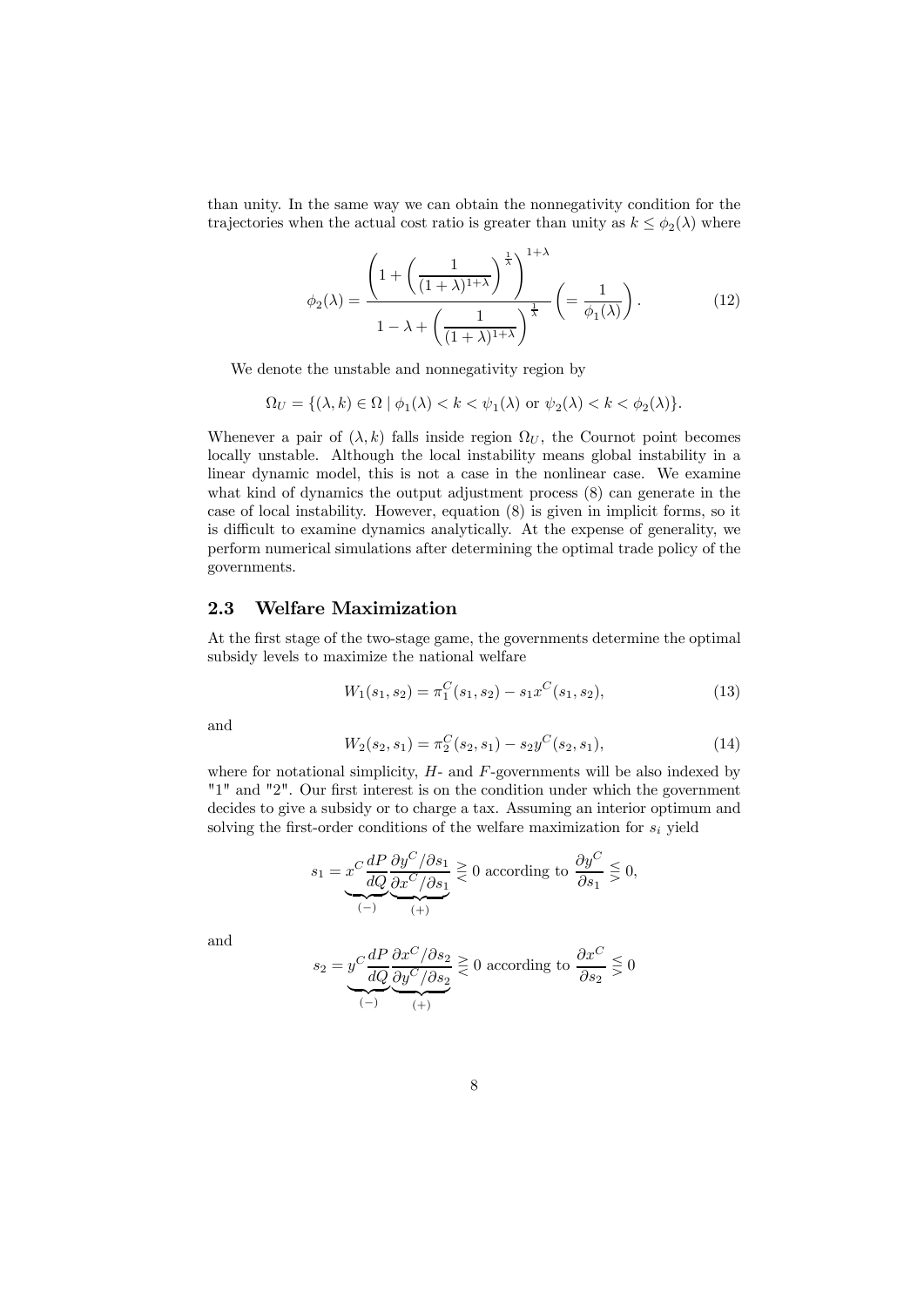than unity. In the same way we can obtain the nonnegativity condition for the trajectories when the actual cost ratio is greater than unity as $k \leq \phi_2(\lambda)$ where

$$\phi_2(\lambda) = \frac{\left(1 + \left(\frac{1}{(1+\lambda)^{1+\lambda}}\right)^{\frac{1}{\lambda}}\right)^{1+\lambda}}{1 - \lambda + \left(\frac{1}{(1+\lambda)^{1+\lambda}}\right)^{\frac{1}{\lambda}}} \left(= \frac{1}{\phi_1(\lambda)}\right). \tag{12}$$

We denote the unstable and nonnegativity region by

$$\Omega_U = \{(\lambda, k) \in \Omega \mid \phi_1(\lambda) < k < \psi_1(\lambda) \text{ or } \psi_2(\lambda) < k < \phi_2(\lambda)\}.$$

Whenever a pair of $(\lambda, k)$ falls inside region $\Omega_U$, the Cournot point becomes locally unstable. Although the local instability means global instability in a linear dynamic model, this is not a case in the nonlinear case. We examine what kind of dynamics the output adjustment process (8) can generate in the case of local instability. However, equation (8) is given in implicit forms, so it is difficult to examine dynamics analytically. At the expense of generality, we perform numerical simulations after determining the optimal trade policy of the governments.

### 2.3 Welfare Maximization

At the first stage of the two-stage game, the governments determine the optimal subsidy levels to maximize the national welfare

$$W_1(s_1, s_2) = \pi_1^C(s_1, s_2) - s_1 x^C(s_1, s_2), \tag{13}$$

and

$$W_2(s_2, s_1) = \pi_2^C(s_2, s_1) - s_2 y^C(s_2, s_1), \tag{14}$$

where for notational simplicity, $H$- and $F$-governments will be also indexed by "1" and "2". Our first interest is on the condition under which the government decides to give a subsidy or to charge a tax. Assuming an interior optimum and solving the first-order conditions of the welfare maximization for $s_i$ yield

$$s_1 = \underbrace{x^C \frac{dP}{dQ}}_{(-)} \underbrace{\frac{\partial y^C / \partial s_1}{\partial x^C / \partial s_1}}_{(+)} \gtreqless 0 \text{ according to } \frac{\partial y^C}{\partial s_1} \lesseqgtr 0,$$

and

$$s_2 = \underbrace{y^C \frac{dP}{dQ}}_{(-)} \underbrace{\frac{\partial x^C / \partial s_2}{\partial y^C / \partial s_2}}_{(+)} \gtreqless 0 \text{ according to } \frac{\partial x^C}{\partial s_2} \lesseqgtr 0$$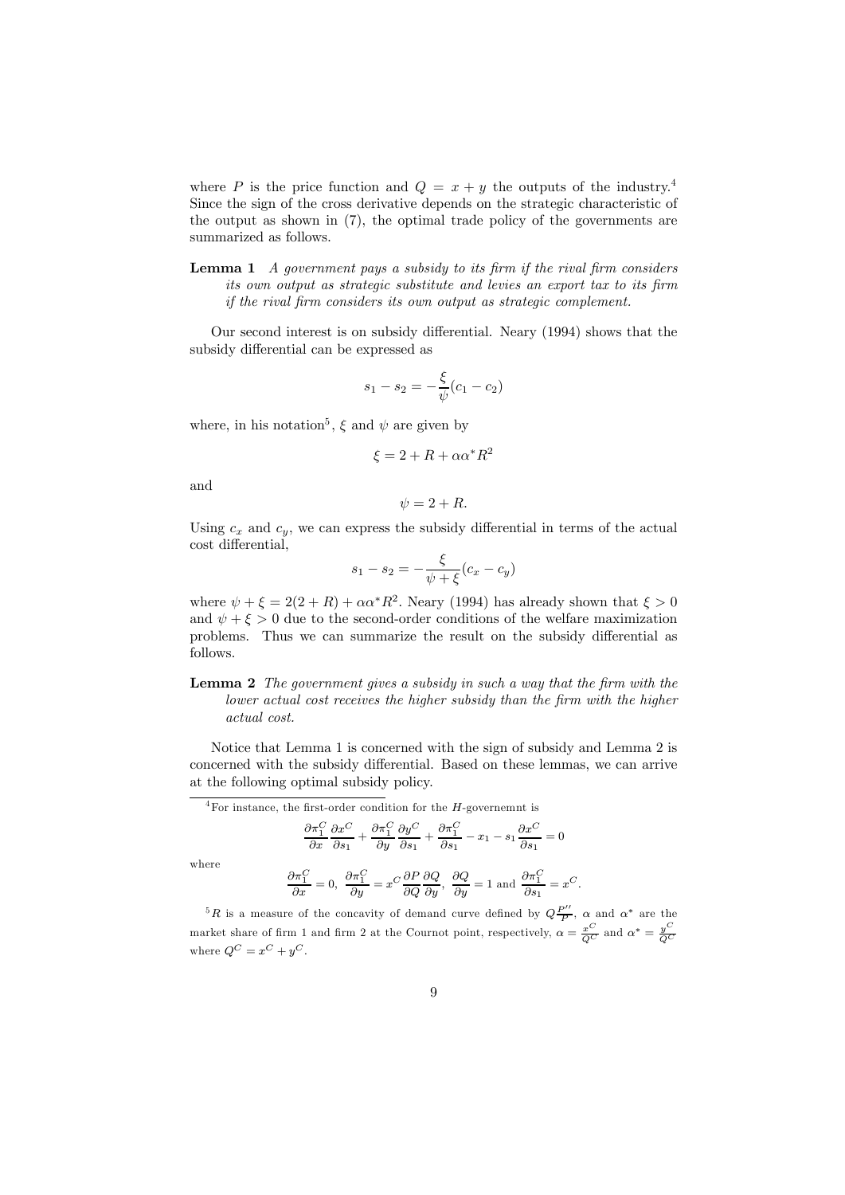where $P$ is the price function and $Q = x + y$ the outputs of the industry.[4] Since the sign of the cross derivative depends on the strategic characteristic of the output as shown in (7), the optimal trade policy of the governments are summarized as follows.

**Lemma 1** *A government pays a subsidy to its firm if the rival firm considers its own output as strategic substitute and levies an export tax to its firm if the rival firm considers its own output as strategic complement.*

Our second interest is on subsidy differential. Neary (1994) shows that the subsidy differential can be expressed as

$$s_1 - s_2 = -\frac{\xi}{\psi}(c_1 - c_2)$$

where, in his notation[5], $\xi$ and $\psi$ are given by

$$\xi = 2 + R + \alpha\alpha^* R^2$$

and

$$\psi = 2 + R.$$

Using $c_x$ and $c_y$, we can express the subsidy differential in terms of the actual cost differential,

$$s_1 - s_2 = -\frac{\xi}{\psi + \xi}(c_x - c_y)$$

where $\psi + \xi = 2(2 + R) + \alpha\alpha^* R^2$. Neary (1994) has already shown that $\xi > 0$ and $\psi + \xi > 0$ due to the second-order conditions of the welfare maximization problems. Thus we can summarize the result on the subsidy differential as follows.

**Lemma 2** *The government gives a subsidy in such a way that the firm with the lower actual cost receives the higher subsidy than the firm with the higher actual cost.*

Notice that Lemma 1 is concerned with the sign of subsidy and Lemma 2 is concerned with the subsidy differential. Based on these lemmas, we can arrive at the following optimal subsidy policy.

---

[4] For instance, the first-order condition for the $H$-governemnt is

$$\frac{\partial \pi_1^C}{\partial x}\frac{\partial x^C}{\partial s_1} + \frac{\partial \pi_1^C}{\partial y}\frac{\partial y^C}{\partial s_1} + \frac{\partial \pi_1^C}{\partial s_1} - x_1 - s_1\frac{\partial x^C}{\partial s_1} = 0$$

where

$$\frac{\partial \pi_1^C}{\partial x} = 0,\ \frac{\partial \pi_1^C}{\partial y} = x^C \frac{\partial P}{\partial Q}\frac{\partial Q}{\partial y},\ \frac{\partial Q}{\partial y} = 1 \text{ and } \frac{\partial \pi_1^C}{\partial s_1} = x^C.$$

[5] $R$ is a measure of the concavity of demand curve defined by $Q\frac{P''}{P'}$, $\alpha$ and $\alpha^*$ are the market share of firm 1 and firm 2 at the Cournot point, respectively, $\alpha = \frac{x^C}{Q^C}$ and $\alpha^* = \frac{y^C}{Q^C}$ where $Q^C = x^C + y^C$.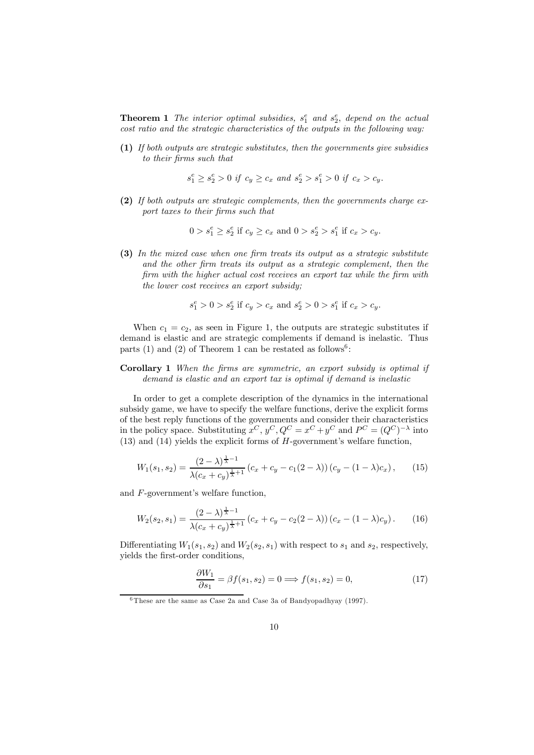**Theorem 1** *The interior optimal subsidies, $s_1^e$ and $s_2^e$, depend on the actual cost ratio and the strategic characteristics of the outputs in the following way:*

**(1)** *If both outputs are strategic substitutes, then the governments give subsidies to their firms such that*

$$s_1^e \geq s_2^e > 0 \text{ if } c_y \geq c_x \text{ and } s_2^e > s_1^e > 0 \text{ if } c_x > c_y.$$

**(2)** *If both outputs are strategic complements, then the governments charge export taxes to their firms such that*

$$0 > s_1^e \geq s_2^e \text{ if } c_y \geq c_x \text{ and } 0 > s_2^e > s_1^e \text{ if } c_x > c_y.$$

**(3)** *In the mixed case when one firm treats its output as a strategic substitute and the other firm treats its output as a strategic complement, then the firm with the higher actual cost receives an export tax while the firm with the lower cost receives an export subsidy;*

$$s_1^e > 0 > s_2^e \text{ if } c_y > c_x \text{ and } s_2^e > 0 > s_1^e \text{ if } c_x > c_y.$$

When $c_1 = c_2$, as seen in Figure 1, the outputs are strategic substitutes if demand is elastic and are strategic complements if demand is inelastic. Thus parts (1) and (2) of Theorem 1 can be restated as follows[6]:

**Corollary 1** *When the firms are symmetric, an export subsidy is optimal if demand is elastic and an export tax is optimal if demand is inelastic*

In order to get a complete description of the dynamics in the international subsidy game, we have to specify the welfare functions, derive the explicit forms of the best reply functions of the governments and consider their characteristics in the policy space. Substituting $x^C$, $y^C$, $Q^C = x^C + y^C$ and $P^C = (Q^C)^{-\lambda}$ into (13) and (14) yields the explicit forms of $H$-government's welfare function,

$$W_1(s_1, s_2) = \frac{(2-\lambda)^{\frac{1}{\lambda}-1}}{\lambda(c_x + c_y)^{\frac{1}{\lambda}+1}} \left(c_x + c_y - c_1(2-\lambda)\right)\left(c_y - (1-\lambda)c_x\right), \qquad (15)$$

and $F$-government's welfare function,

$$W_2(s_2, s_1) = \frac{(2-\lambda)^{\frac{1}{\lambda}-1}}{\lambda(c_x + c_y)^{\frac{1}{\lambda}+1}} \left(c_x + c_y - c_2(2-\lambda)\right)\left(c_x - (1-\lambda)c_y\right). \qquad (16)$$

Differentiating $W_1(s_1, s_2)$ and $W_2(s_2, s_1)$ with respect to $s_1$ and $s_2$, respectively, yields the first-order conditions,

$$\frac{\partial W_1}{\partial s_1} = \beta f(s_1, s_2) = 0 \Longrightarrow f(s_1, s_2) = 0, \qquad (17)$$

[6] These are the same as Case 2a and Case 3a of Bandyopadhyay (1997).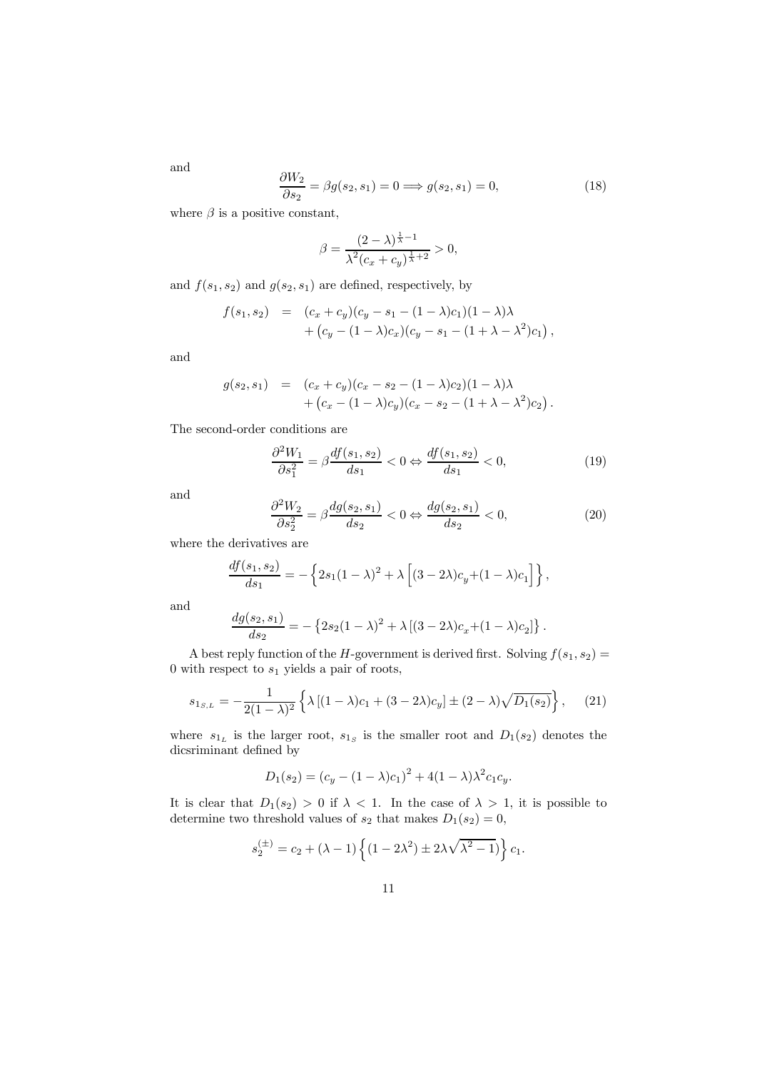and

$$\frac{\partial W_2}{\partial s_2} = \beta g(s_2, s_1) = 0 \Longrightarrow g(s_2, s_1) = 0, \tag{18}$$

where $\beta$ is a positive constant,

$$\beta = \frac{(2-\lambda)^{\frac{1}{\lambda}-1}}{\lambda^2 (c_x + c_y)^{\frac{1}{\lambda}+2}} > 0,$$

and $f(s_1, s_2)$ and $g(s_2, s_1)$ are defined, respectively, by

$$\begin{aligned} f(s_1, s_2) &= (c_x + c_y)(c_y - s_1 - (1-\lambda)c_1)(1-\lambda)\lambda \\ &\quad + \left(c_y - (1-\lambda)c_x)(c_y - s_1 - (1+\lambda-\lambda^2)c_1\right), \end{aligned}$$

and

$$\begin{aligned} g(s_2, s_1) &= (c_x + c_y)(c_x - s_2 - (1-\lambda)c_2)(1-\lambda)\lambda \\ &\quad + \left(c_x - (1-\lambda)c_y)(c_x - s_2 - (1+\lambda-\lambda^2)c_2\right). \end{aligned}$$

The second-order conditions are

$$\frac{\partial^2 W_1}{\partial s_1^2} = \beta \frac{df(s_1, s_2)}{ds_1} < 0 \Leftrightarrow \frac{df(s_1, s_2)}{ds_1} < 0, \tag{19}$$

and

$$\frac{\partial^2 W_2}{\partial s_2^2} = \beta \frac{dg(s_2, s_1)}{ds_2} < 0 \Leftrightarrow \frac{dg(s_2, s_1)}{ds_2} < 0, \tag{20}$$

where the derivatives are

$$\frac{df(s_1, s_2)}{ds_1} = -\left\{ 2s_1(1-\lambda)^2 + \lambda \left[ (3-2\lambda)c_y + (1-\lambda)c_1 \right] \right\},$$

and

$$\frac{dg(s_2, s_1)}{ds_2} = -\left\{ 2s_2(1-\lambda)^2 + \lambda \left[ (3-2\lambda)c_x + (1-\lambda)c_2 \right] \right\}.$$

A best reply function of the $H$-government is derived first. Solving $f(s_1, s_2) = 0$ with respect to $s_1$ yields a pair of roots,

$$s_{1_{S,L}} = -\frac{1}{2(1-\lambda)^2} \left\{ \lambda \left[ (1-\lambda)c_1 + (3-2\lambda)c_y \right] \pm (2-\lambda)\sqrt{D_1(s_2)} \right\}, \tag{21}$$

where $s_{1_L}$ is the larger root, $s_{1_S}$ is the smaller root and $D_1(s_2)$ denotes the dicsriminant defined by

$$D_1(s_2) = \left(c_y - (1-\lambda)c_1\right)^2 + 4(1-\lambda)\lambda^2 c_1 c_y.$$

It is clear that $D_1(s_2) > 0$ if $\lambda < 1$. In the case of $\lambda > 1$, it is possible to determine two threshold values of $s_2$ that makes $D_1(s_2) = 0$,

$$s_2^{(\pm)} = c_2 + (\lambda - 1)\left\{ (1 - 2\lambda^2) \pm 2\lambda\sqrt{\lambda^2 - 1} \right\} c_1.$$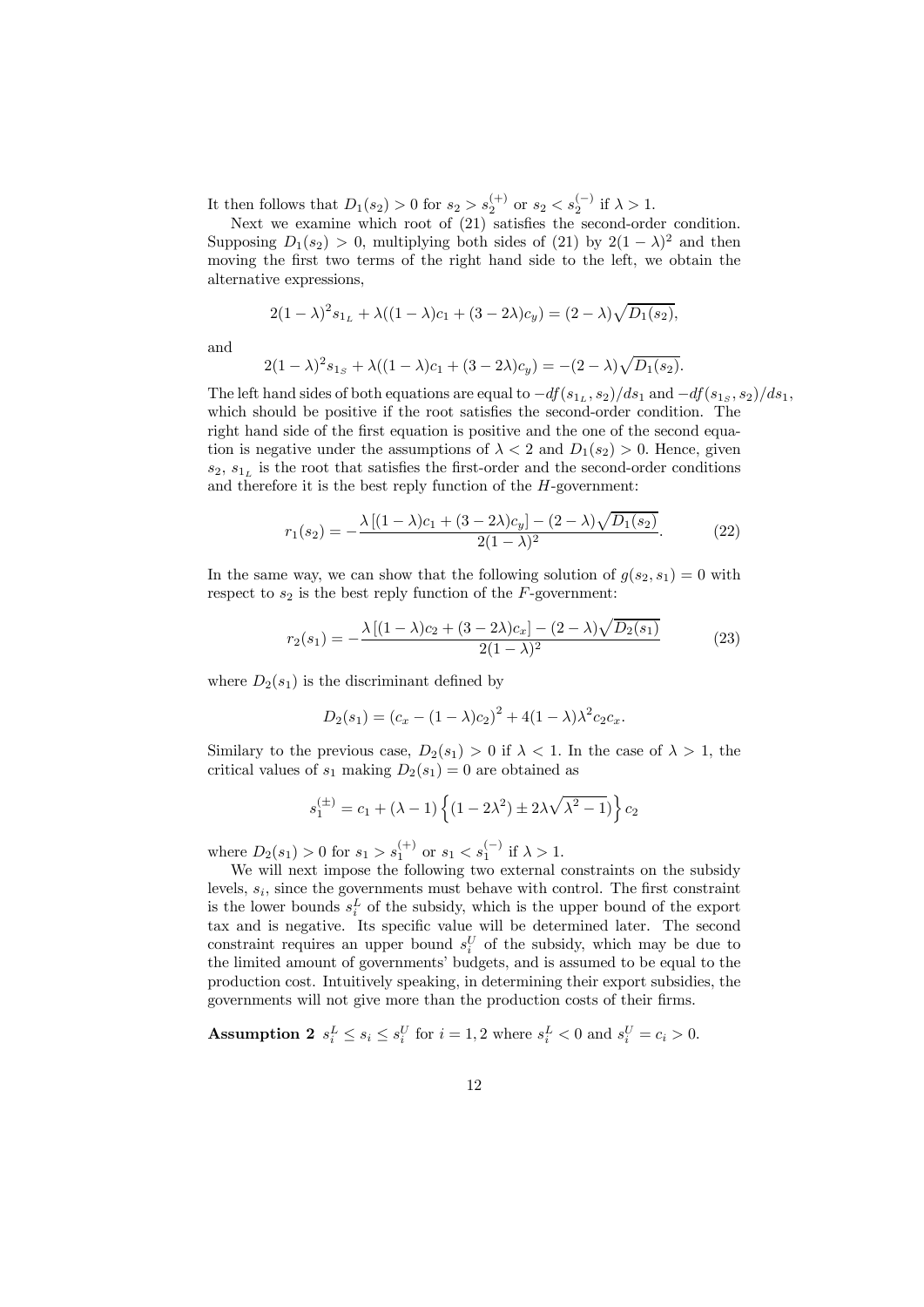It then follows that $D_1(s_2) > 0$ for $s_2 > s_2^{(+)}$ or $s_2 < s_2^{(-)}$ if $\lambda > 1$.

Next we examine which root of (21) satisfies the second-order condition. Supposing $D_1(s_2) > 0$, multiplying both sides of (21) by $2(1-\lambda)^2$ and then moving the first two terms of the right hand side to the left, we obtain the alternative expressions,

$$2(1-\lambda)^2 s_{1_L} + \lambda((1-\lambda)c_1 + (3-2\lambda)c_y) = (2-\lambda)\sqrt{D_1(s_2)},$$

and

$$2(1-\lambda)^2 s_{1_S} + \lambda((1-\lambda)c_1 + (3-2\lambda)c_y) = -(2-\lambda)\sqrt{D_1(s_2)}.$$

The left hand sides of both equations are equal to $-df(s_{1_L}, s_2)/ds_1$ and $-df(s_{1_S}, s_2)/ds_1$, which should be positive if the root satisfies the second-order condition. The right hand side of the first equation is positive and the one of the second equation is negative under the assumptions of $\lambda < 2$ and $D_1(s_2) > 0$. Hence, given $s_2$, $s_{1_L}$ is the root that satisfies the first-order and the second-order conditions and therefore it is the best reply function of the $H$-government:

$$r_1(s_2) = -\frac{\lambda\left[(1-\lambda)c_1 + (3-2\lambda)c_y\right] - (2-\lambda)\sqrt{D_1(s_2)}}{2(1-\lambda)^2}. \tag{22}$$

In the same way, we can show that the following solution of $g(s_2, s_1) = 0$ with respect to $s_2$ is the best reply function of the $F$-government:

$$r_2(s_1) = -\frac{\lambda\left[(1-\lambda)c_2 + (3-2\lambda)c_x\right] - (2-\lambda)\sqrt{D_2(s_1)}}{2(1-\lambda)^2} \tag{23}$$

where $D_2(s_1)$ is the discriminant defined by

$$D_2(s_1) = (c_x - (1-\lambda)c_2)^2 + 4(1-\lambda)\lambda^2 c_2 c_x.$$

Similary to the previous case, $D_2(s_1) > 0$ if $\lambda < 1$. In the case of $\lambda > 1$, the critical values of $s_1$ making $D_2(s_1) = 0$ are obtained as

$$s_1^{(\pm)} = c_1 + (\lambda - 1)\left\{(1-2\lambda^2) \pm 2\lambda\sqrt{\lambda^2 - 1}\right\}c_2$$

where $D_2(s_1) > 0$ for $s_1 > s_1^{(+)}$ or $s_1 < s_1^{(-)}$ if $\lambda > 1$.

We will next impose the following two external constraints on the subsidy levels, $s_i$, since the governments must behave with control. The first constraint is the lower bounds $s_i^L$ of the subsidy, which is the upper bound of the export tax and is negative. Its specific value will be determined later. The second constraint requires an upper bound $s_i^U$ of the subsidy, which may be due to the limited amount of governments' budgets, and is assumed to be equal to the production cost. Intuitively speaking, in determining their export subsidies, the governments will not give more than the production costs of their firms.

**Assumption 2** $s_i^L \leq s_i \leq s_i^U$ for $i = 1, 2$ where $s_i^L < 0$ and $s_i^U = c_i > 0$.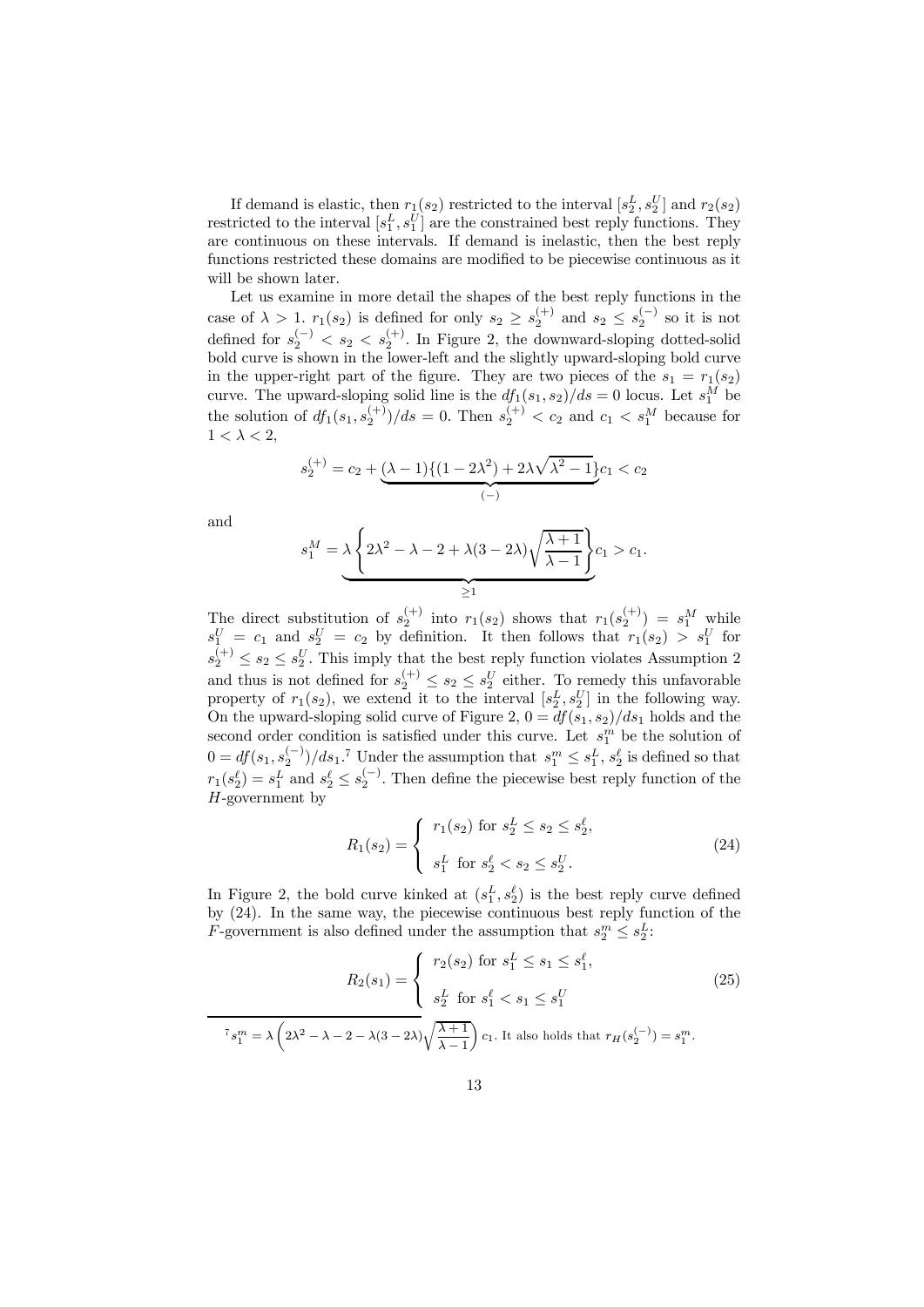If demand is elastic, then $r_1(s_2)$ restricted to the interval $[s_2^L, s_2^U]$ and $r_2(s_2)$ restricted to the interval $[s_1^L, s_1^U]$ are the constrained best reply functions. They are continuous on these intervals. If demand is inelastic, then the best reply functions restricted these domains are modified to be piecewise continuous as it will be shown later.

Let us examine in more detail the shapes of the best reply functions in the case of $\lambda > 1$. $r_1(s_2)$ is defined for only $s_2 \geq s_2^{(+)}$ and $s_2 \leq s_2^{(-)}$ so it is not defined for $s_2^{(-)} < s_2 < s_2^{(+)}$. In Figure 2, the downward-sloping dotted-solid bold curve is shown in the lower-left and the slightly upward-sloping bold curve in the upper-right part of the figure. They are two pieces of the $s_1 = r_1(s_2)$ curve. The upward-sloping solid line is the $df_1(s_1, s_2)/ds = 0$ locus. Let $s_1^M$ be the solution of $df_1(s_1, s_2^{(+)})/ds = 0$. Then $s_2^{(+)} < c_2$ and $c_1 < s_1^M$ because for $1 < \lambda < 2$,

$$s_2^{(+)} = c_2 + \underbrace{(\lambda - 1)\{(1 - 2\lambda^2) + 2\lambda\sqrt{\lambda^2 - 1}\}}_{(-)} c_1 < c_2$$

and

$$s_1^M = \underbrace{\lambda \left\{ 2\lambda^2 - \lambda - 2 + \lambda(3 - 2\lambda)\sqrt{\frac{\lambda + 1}{\lambda - 1}} \right\}}_{\geq 1} c_1 > c_1.$$

The direct substitution of $s_2^{(+)}$ into $r_1(s_2)$ shows that $r_1(s_2^{(+)}) = s_1^M$ while $s_1^U = c_1$ and $s_2^U = c_2$ by definition. It then follows that $r_1(s_2) > s_1^U$ for $s_2^{(+)} \leq s_2 \leq s_2^U$. This imply that the best reply function violates Assumption 2 and thus is not defined for $s_2^{(+)} \leq s_2 \leq s_2^U$ either. To remedy this unfavorable property of $r_1(s_2)$, we extend it to the interval $[s_2^L, s_2^U]$ in the following way. On the upward-sloping solid curve of Figure 2, $0 = df(s_1, s_2)/ds_1$ holds and the second order condition is satisfied under this curve. Let $s_1^m$ be the solution of $0 = df(s_1, s_2^{(-)})/ds_1$.[7] Under the assumption that $s_1^m \leq s_1^L$, $s_2^\ell$ is defined so that $r_1(s_2^\ell) = s_1^L$ and $s_2^\ell \leq s_2^{(-)}$. Then define the piecewise best reply function of the $H$-government by

$$R_1(s_2) = \begin{cases} r_1(s_2) \text{ for } s_2^L \leq s_2 \leq s_2^\ell, \\ s_1^L \text{ for } s_2^\ell < s_2 \leq s_2^U. \end{cases} \tag{24}$$

In Figure 2, the bold curve kinked at $(s_1^L, s_2^\ell)$ is the best reply curve defined by (24). In the same way, the piecewise continuous best reply function of the $F$-government is also defined under the assumption that $s_2^m \leq s_2^L$:

$$R_2(s_1) = \begin{cases} r_2(s_2) \text{ for } s_1^L \leq s_1 \leq s_1^\ell, \\ s_2^L \text{ for } s_1^\ell < s_1 \leq s_1^U \end{cases} \tag{25}$$

[7] $s_1^m = \lambda \left( 2\lambda^2 - \lambda - 2 - \lambda(3 - 2\lambda)\sqrt{\dfrac{\lambda + 1}{\lambda - 1}} \right) c_1$. It also holds that $r_H(s_2^{(-)}) = s_1^m$.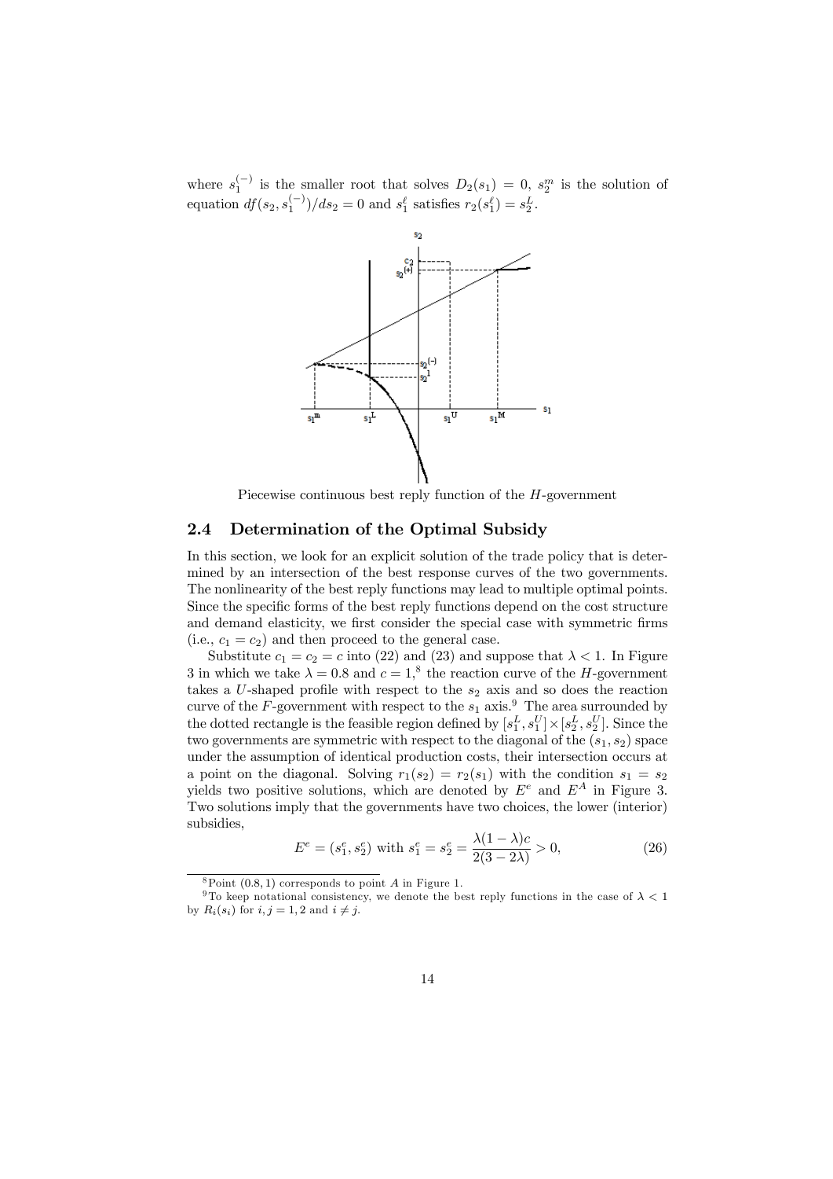where $s_1^{(-)}$ is the smaller root that solves $D_2(s_1) = 0$, $s_2^m$ is the solution of equation $df(s_2, s_1^{(-)})/ds_2 = 0$ and $s_1^\ell$ satisfies $r_2(s_1^\ell) = s_2^L$.

Piecewise continuous best reply function of the $H$-government

## 2.4 Determination of the Optimal Subsidy

In this section, we look for an explicit solution of the trade policy that is determined by an intersection of the best response curves of the two governments. The nonlinearity of the best reply functions may lead to multiple optimal points. Since the specific forms of the best reply functions depend on the cost structure and demand elasticity, we first consider the special case with symmetric firms (i.e., $c_1 = c_2$) and then proceed to the general case.

Substitute $c_1 = c_2 = c$ into (22) and (23) and suppose that $\lambda < 1$. In Figure 3 in which we take $\lambda = 0.8$ and $c = 1$,[8] the reaction curve of the $H$-government takes a $U$-shaped profile with respect to the $s_2$ axis and so does the reaction curve of the $F$-government with respect to the $s_1$ axis.[9] The area surrounded by the dotted rectangle is the feasible region defined by $[s_1^L, s_1^U] \times [s_2^L, s_2^U]$. Since the two governments are symmetric with respect to the diagonal of the $(s_1, s_2)$ space under the assumption of identical production costs, their intersection occurs at a point on the diagonal. Solving $r_1(s_2) = r_2(s_1)$ with the condition $s_1 = s_2$ yields two positive solutions, which are denoted by $E^e$ and $E^A$ in Figure 3. Two solutions imply that the governments have two choices, the lower (interior) subsidies,

$$E^e = (s_1^e, s_2^e) \text{ with } s_1^e = s_2^e = \frac{\lambda(1-\lambda)c}{2(3-2\lambda)} > 0, \tag{26}$$

[8] Point $(0.8, 1)$ corresponds to point $A$ in Figure 1.

[9] To keep notational consistency, we denote the best reply functions in the case of $\lambda < 1$ by $R_i(s_i)$ for $i, j = 1, 2$ and $i \neq j$.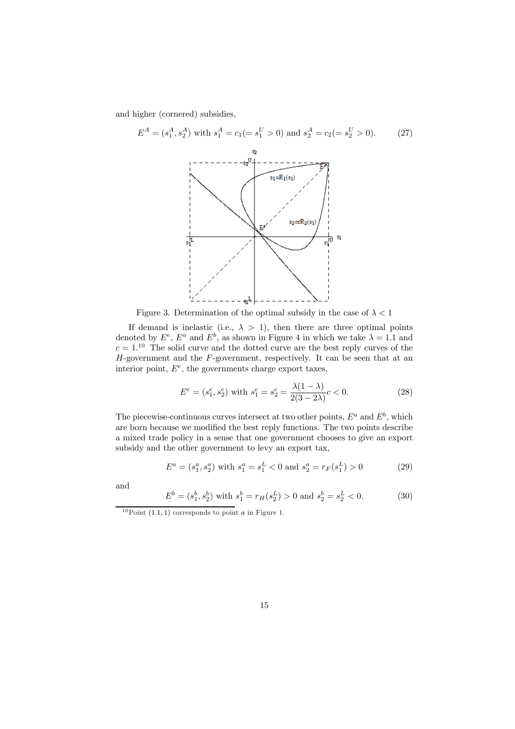and higher (cornered) subsidies,

$$E^A = (s_1^A, s_2^A) \text{ with } s_1^A = c_1 (= s_1^U > 0) \text{ and } s_2^A = c_2 (= s_2^U > 0). \tag{27}$$

Figure 3. Determination of the optimal subsidy in the case of $\lambda < 1$

If demand is inelastic (i.e., $\lambda > 1$), then there are three optimal points denoted by $E^e$, $E^a$ and $E^b$, as shown in Figure 4 in which we take $\lambda = 1.1$ and $c = 1$.[10] The solid curve and the dotted curve are the best reply curves of the $H$-government and the $F$-government, respectively. It can be seen that at an interior point, $E^e$, the governments charge export taxes,

$$E^e = (s_1^e, s_2^e) \text{ with } s_1^e = s_2^e = \frac{\lambda(1-\lambda)}{2(3-2\lambda)} c < 0. \tag{28}$$

The piecewise-continuous curves intersect at two other points, $E^a$ and $E^b$, which are born because we modified the best reply functions. The two points describe a mixed trade policy in a sense that one government chooses to give an export subsidy and the other government to levy an export tax,

$$E^a = (s_1^a, s_2^a) \text{ with } s_1^a = s_1^L < 0 \text{ and } s_2^a = r_F(s_1^L) > 0 \tag{29}$$

and

$$E^b = (s_1^b, s_2^b) \text{ with } s_1^b = r_H(s_2^L) > 0 \text{ and } s_2^b = s_2^L < 0. \tag{30}$$

[10] Point $(1.1, 1)$ corresponds to point $a$ in Figure 1.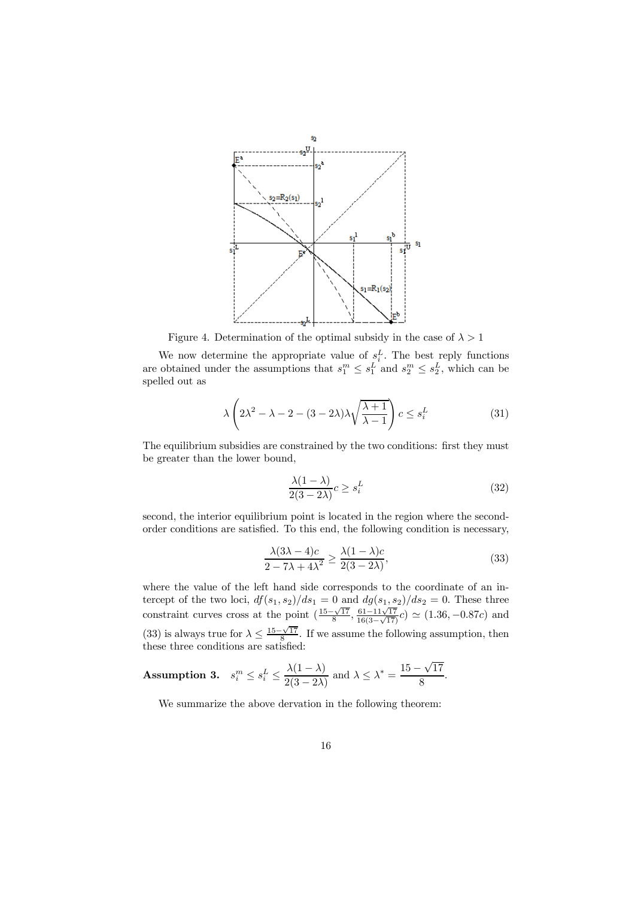Figure 4. Determination of the optimal subsidy in the case of $\lambda > 1$

We now determine the appropriate value of $s_i^L$. The best reply functions are obtained under the assumptions that $s_1^m \leq s_1^L$ and $s_2^m \leq s_2^L$, which can be spelled out as

$$\lambda\left(2\lambda^2 - \lambda - 2 - (3 - 2\lambda)\lambda\sqrt{\frac{\lambda+1}{\lambda-1}}\right)c \leq s_i^L \tag{31}$$

The equilibrium subsidies are constrained by the two conditions: first they must be greater than the lower bound,

$$\frac{\lambda(1-\lambda)}{2(3-2\lambda)}c \geq s_i^L \tag{32}$$

second, the interior equilibrium point is located in the region where the second-order conditions are satisfied. To this end, the following condition is necessary,

$$\frac{\lambda(3\lambda - 4)c}{2 - 7\lambda + 4\lambda^2} \geq \frac{\lambda(1-\lambda)c}{2(3-2\lambda)}, \tag{33}$$

where the value of the left hand side corresponds to the coordinate of an intercept of the two loci, $df(s_1, s_2)/ds_1 = 0$ and $dg(s_1, s_2)/ds_2 = 0$. These three constraint curves cross at the point $(\frac{15-\sqrt{17}}{8}, \frac{61-11\sqrt{17}}{16(3-\sqrt{17})}c) \simeq (1.36, -0.87c)$ and (33) is always true for $\lambda \leq \frac{15-\sqrt{17}}{8}$. If we assume the following assumption, then these three conditions are satisfied:

**Assumption 3.** $s_i^m \leq s_i^L \leq \dfrac{\lambda(1-\lambda)}{2(3-2\lambda)}$ and $\lambda \leq \lambda^* = \dfrac{15-\sqrt{17}}{8}$.

We summarize the above dervation in the following theorem: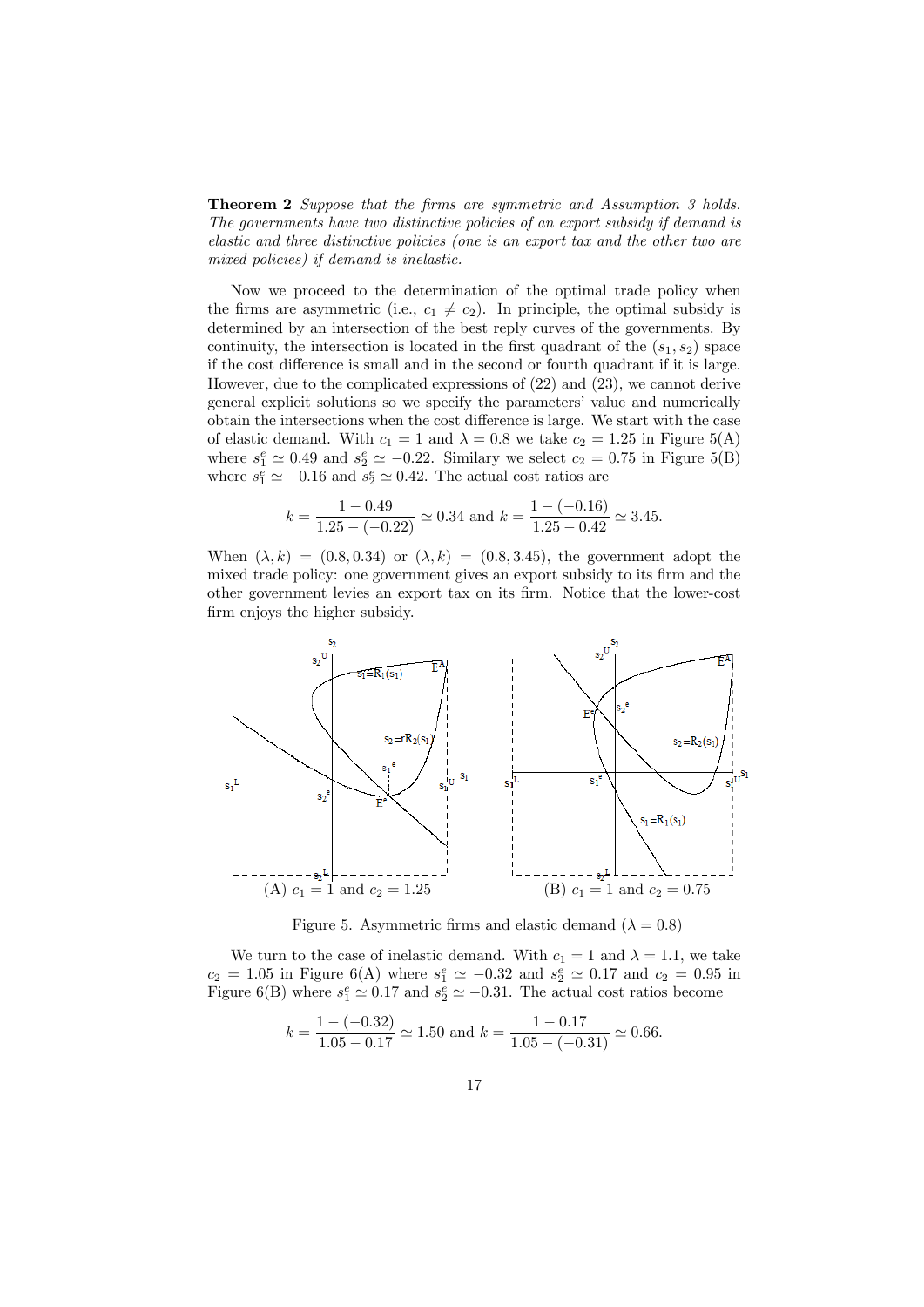**Theorem 2** *Suppose that the firms are symmetric and Assumption 3 holds. The governments have two distinctive policies of an export subsidy if demand is elastic and three distinctive policies (one is an export tax and the other two are mixed policies) if demand is inelastic.*

Now we proceed to the determination of the optimal trade policy when the firms are asymmetric (i.e., $c_1 \neq c_2$). In principle, the optimal subsidy is determined by an intersection of the best reply curves of the governments. By continuity, the intersection is located in the first quadrant of the $(s_1, s_2)$ space if the cost difference is small and in the second or fourth quadrant if it is large. However, due to the complicated expressions of (22) and (23), we cannot derive general explicit solutions so we specify the parameters' value and numerically obtain the intersections when the cost difference is large. We start with the case of elastic demand. With $c_1 = 1$ and $\lambda = 0.8$ we take $c_2 = 1.25$ in Figure 5(A) where $s_1^e \simeq 0.49$ and $s_2^e \simeq -0.22$. Similary we select $c_2 = 0.75$ in Figure 5(B) where $s_1^e \simeq -0.16$ and $s_2^e \simeq 0.42$. The actual cost ratios are

$$k = \frac{1 - 0.49}{1.25 - (-0.22)} \simeq 0.34 \text{ and } k = \frac{1 - (-0.16)}{1.25 - 0.42} \simeq 3.45.$$

When $(\lambda, k) = (0.8, 0.34)$ or $(\lambda, k) = (0.8, 3.45)$, the government adopt the mixed trade policy: one government gives an export subsidy to its firm and the other government levies an export tax on its firm. Notice that the lower-cost firm enjoys the higher subsidy.

(A) $c_1 = 1$ and $c_2 = 1.25$ (B) $c_1 = 1$ and $c_2 = 0.75$

Figure 5. Asymmetric firms and elastic demand ($\lambda = 0.8$)

We turn to the case of inelastic demand. With $c_1 = 1$ and $\lambda = 1.1$, we take $c_2 = 1.05$ in Figure 6(A) where $s_1^e \simeq -0.32$ and $s_2^e \simeq 0.17$ and $c_2 = 0.95$ in Figure 6(B) where $s_1^e \simeq 0.17$ and $s_2^e \simeq -0.31$. The actual cost ratios become

$$k = \frac{1 - (-0.32)}{1.05 - 0.17} \simeq 1.50 \text{ and } k = \frac{1 - 0.17}{1.05 - (-0.31)} \simeq 0.66.$$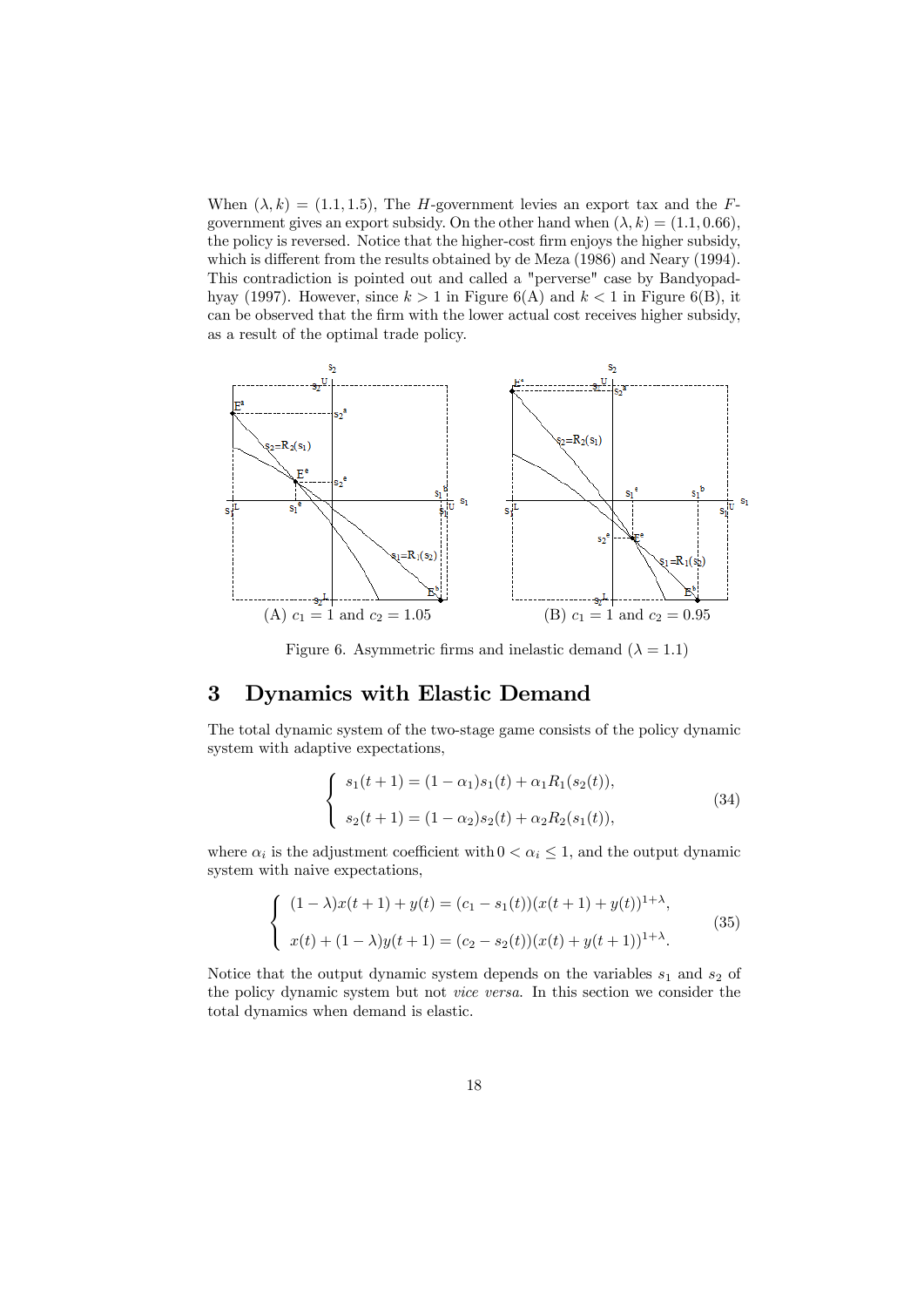When $(\lambda, k) = (1.1, 1.5)$, The $H$-government levies an export tax and the $F$-government gives an export subsidy. On the other hand when $(\lambda, k) = (1.1, 0.66)$, the policy is reversed. Notice that the higher-cost firm enjoys the higher subsidy, which is different from the results obtained by de Meza (1986) and Neary (1994). This contradiction is pointed out and called a "perverse" case by Bandyopadhyay (1997). However, since $k > 1$ in Figure 6(A) and $k < 1$ in Figure 6(B), it can be observed that the firm with the lower actual cost receives higher subsidy, as a result of the optimal trade policy.

(A) $c_1 = 1$ and $c_2 = 1.05$ (B) $c_1 = 1$ and $c_2 = 0.95$

Figure 6. Asymmetric firms and inelastic demand ($\lambda = 1.1$)

# 3 Dynamics with Elastic Demand

The total dynamic system of the two-stage game consists of the policy dynamic system with adaptive expectations,

$$\begin{cases} s_1(t+1) = (1-\alpha_1)s_1(t) + \alpha_1 R_1(s_2(t)), \\ s_2(t+1) = (1-\alpha_2)s_2(t) + \alpha_2 R_2(s_1(t)), \end{cases} \tag{34}$$

where $\alpha_i$ is the adjustment coefficient with $0 < \alpha_i \leq 1$, and the output dynamic system with naive expectations,

$$\begin{cases} (1-\lambda)x(t+1) + y(t) = (c_1 - s_1(t))(x(t+1) + y(t))^{1+\lambda}, \\ x(t) + (1-\lambda)y(t+1) = (c_2 - s_2(t))(x(t) + y(t+1))^{1+\lambda}. \end{cases} \tag{35}$$

Notice that the output dynamic system depends on the variables $s_1$ and $s_2$ of the policy dynamic system but not *vice versa*. In this section we consider the total dynamics when demand is elastic.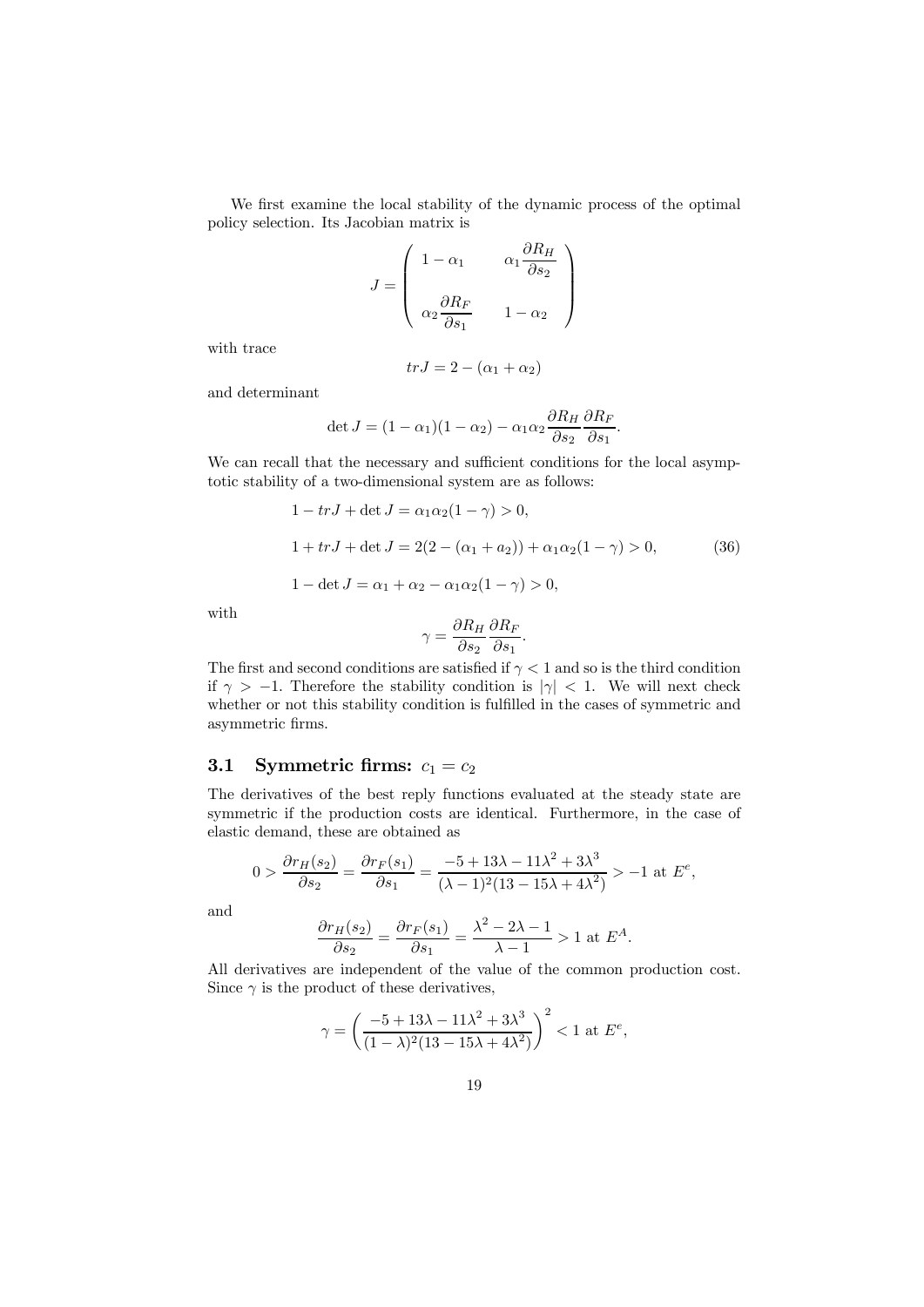We first examine the local stability of the dynamic process of the optimal policy selection. Its Jacobian matrix is

$$J = \begin{pmatrix} 1-\alpha_1 & \alpha_1 \dfrac{\partial R_H}{\partial s_2} \\ & \\ \alpha_2 \dfrac{\partial R_F}{\partial s_1} & 1-\alpha_2 \end{pmatrix}$$

with trace

$$trJ = 2 - (\alpha_1 + \alpha_2)$$

and determinant

$$\det J = (1-\alpha_1)(1-\alpha_2) - \alpha_1 \alpha_2 \frac{\partial R_H}{\partial s_2} \frac{\partial R_F}{\partial s_1}.$$

We can recall that the necessary and sufficient conditions for the local asymptotic stability of a two-dimensional system are as follows:

$$\begin{aligned}
&1 - trJ + \det J = \alpha_1 \alpha_2 (1-\gamma) > 0, \\
&1 + trJ + \det J = 2(2 - (\alpha_1 + a_2)) + \alpha_1 \alpha_2 (1-\gamma) > 0, \qquad (36) \\
&1 - \det J = \alpha_1 + \alpha_2 - \alpha_1 \alpha_2 (1-\gamma) > 0,
\end{aligned}$$

with

$$\gamma = \frac{\partial R_H}{\partial s_2} \frac{\partial R_F}{\partial s_1}.$$

The first and second conditions are satisfied if $\gamma < 1$ and so is the third condition if $\gamma > -1$. Therefore the stability condition is $|\gamma| < 1$. We will next check whether or not this stability condition is fulfilled in the cases of symmetric and asymmetric firms.

### 3.1 Symmetric firms: $c_1 = c_2$

The derivatives of the best reply functions evaluated at the steady state are symmetric if the production costs are identical. Furthermore, in the case of elastic demand, these are obtained as

$$0 > \frac{\partial r_H(s_2)}{\partial s_2} = \frac{\partial r_F(s_1)}{\partial s_1} = \frac{-5 + 13\lambda - 11\lambda^2 + 3\lambda^3}{(\lambda - 1)^2 (13 - 15\lambda + 4\lambda^2)} > -1 \text{ at } E^e,$$

and

$$\frac{\partial r_H(s_2)}{\partial s_2} = \frac{\partial r_F(s_1)}{\partial s_1} = \frac{\lambda^2 - 2\lambda - 1}{\lambda - 1} > 1 \text{ at } E^A.$$

All derivatives are independent of the value of the common production cost. Since $\gamma$ is the product of these derivatives,

$$\gamma = \left( \frac{-5 + 13\lambda - 11\lambda^2 + 3\lambda^3}{(1-\lambda)^2 (13 - 15\lambda + 4\lambda^2)} \right)^2 < 1 \text{ at } E^e,$$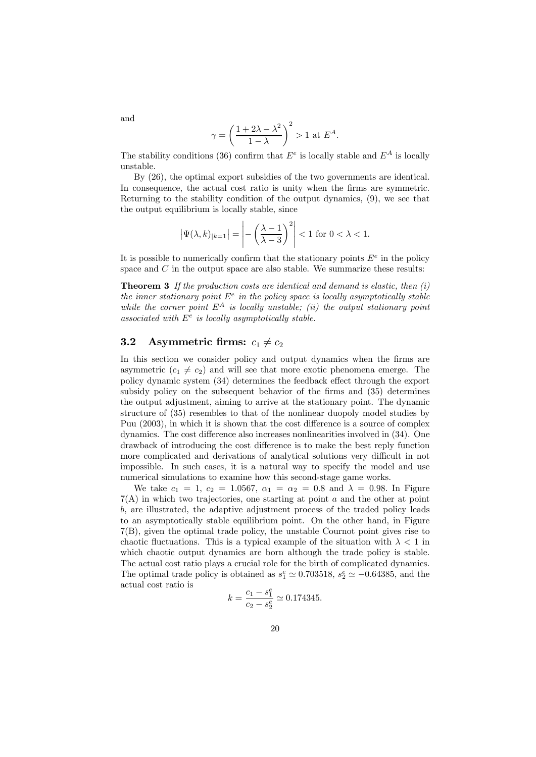and

$$\gamma = \left(\frac{1+2\lambda-\lambda^2}{1-\lambda}\right)^2 > 1 \text{ at } E^A.$$

The stability conditions (36) confirm that $E^e$ is locally stable and $E^A$ is locally unstable.

By (26), the optimal export subsidies of the two governments are identical. In consequence, the actual cost ratio is unity when the firms are symmetric. Returning to the stability condition of the output dynamics, (9), we see that the output equilibrium is locally stable, since

$$\left|\Psi(\lambda,k)_{|k=1}\right| = \left|-\left(\frac{\lambda-1}{\lambda-3}\right)^2\right| < 1 \text{ for } 0<\lambda<1.$$

It is possible to numerically confirm that the stationary points $E^e$ in the policy space and $C$ in the output space are also stable. We summarize these results:

**Theorem 3** *If the production costs are identical and demand is elastic, then (i) the inner stationary point $E^e$ in the policy space is locally asymptotically stable while the corner point $E^A$ is locally unstable; (ii) the output stationary point associated with $E^e$ is locally asymptotically stable.*

## 3.2 Asymmetric firms: $c_1 \neq c_2$

In this section we consider policy and output dynamics when the firms are asymmetric ($c_1 \neq c_2$) and will see that more exotic phenomena emerge. The policy dynamic system (34) determines the feedback effect through the export subsidy policy on the subsequent behavior of the firms and (35) determines the output adjustment, aiming to arrive at the stationary point. The dynamic structure of (35) resembles to that of the nonlinear duopoly model studies by Puu (2003), in which it is shown that the cost difference is a source of complex dynamics. The cost difference also increases nonlinearities involved in (34). One drawback of introducing the cost difference is to make the best reply function more complicated and derivations of analytical solutions very difficult in not impossible. In such cases, it is a natural way to specify the model and use numerical simulations to examine how this second-stage game works.

We take $c_1 = 1$, $c_2 = 1.0567$, $\alpha_1 = \alpha_2 = 0.8$ and $\lambda = 0.98$. In Figure 7(A) in which two trajectories, one starting at point $a$ and the other at point $b$, are illustrated, the adaptive adjustment process of the traded policy leads to an asymptotically stable equilibrium point. On the other hand, in Figure 7(B), given the optimal trade policy, the unstable Cournot point gives rise to chaotic fluctuations. This is a typical example of the situation with $\lambda < 1$ in which chaotic output dynamics are born although the trade policy is stable. The actual cost ratio plays a crucial role for the birth of complicated dynamics. The optimal trade policy is obtained as $s_1^e \simeq 0.703518$, $s_2^e \simeq -0.64385$, and the actual cost ratio is

$$k = \frac{c_1 - s_1^e}{c_2 - s_2^e} \simeq 0.174345.$$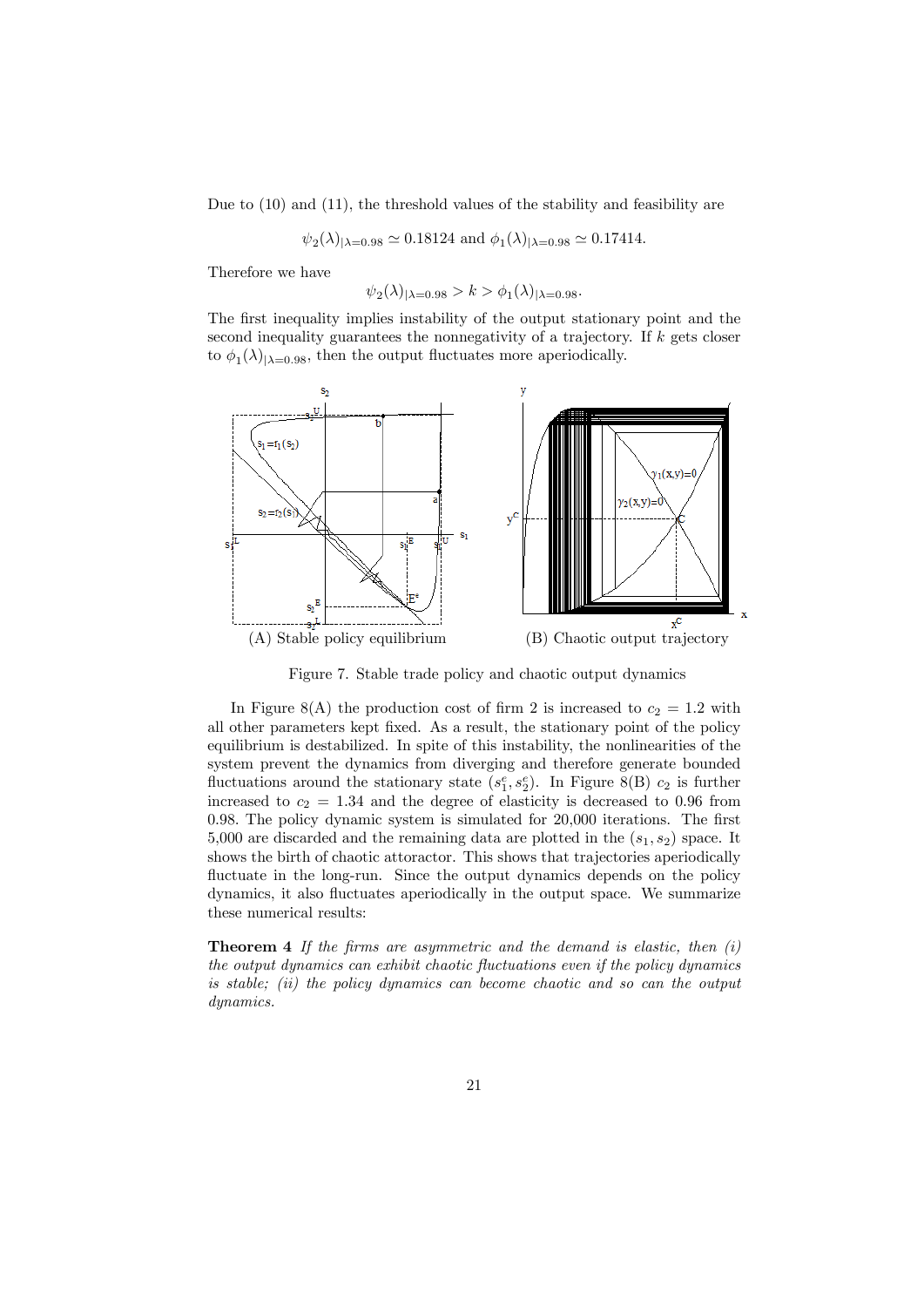Due to (10) and (11), the threshold values of the stability and feasibility are

$$\psi_2(\lambda)_{|\lambda=0.98} \simeq 0.18124 \text{ and } \phi_1(\lambda)_{|\lambda=0.98} \simeq 0.17414.$$

Therefore we have

$$\psi_2(\lambda)_{|\lambda=0.98} > k > \phi_1(\lambda)_{|\lambda=0.98}.$$

The first inequality implies instability of the output stationary point and the second inequality guarantees the nonnegativity of a trajectory. If $k$ gets closer to $\phi_1(\lambda)_{|\lambda=0.98}$, then the output fluctuates more aperiodically.

(A) Stable policy equilibrium

(B) Chaotic output trajectory

Figure 7. Stable trade policy and chaotic output dynamics

In Figure 8(A) the production cost of firm 2 is increased to $c_2 = 1.2$ with all other parameters kept fixed. As a result, the stationary point of the policy equilibrium is destabilized. In spite of this instability, the nonlinearities of the system prevent the dynamics from diverging and therefore generate bounded fluctuations around the stationary state $(s_1^e, s_2^e)$. In Figure 8(B) $c_2$ is further increased to $c_2 = 1.34$ and the degree of elasticity is decreased to 0.96 from 0.98. The policy dynamic system is simulated for 20,000 iterations. The first 5,000 are discarded and the remaining data are plotted in the $(s_1, s_2)$ space. It shows the birth of chaotic attoractor. This shows that trajectories aperiodically fluctuate in the long-run. Since the output dynamics depends on the policy dynamics, it also fluctuates aperiodically in the output space. We summarize these numerical results:

**Theorem 4** *If the firms are asymmetric and the demand is elastic, then (i) the output dynamics can exhibit chaotic fluctuations even if the policy dynamics is stable; (ii) the policy dynamics can become chaotic and so can the output dynamics.*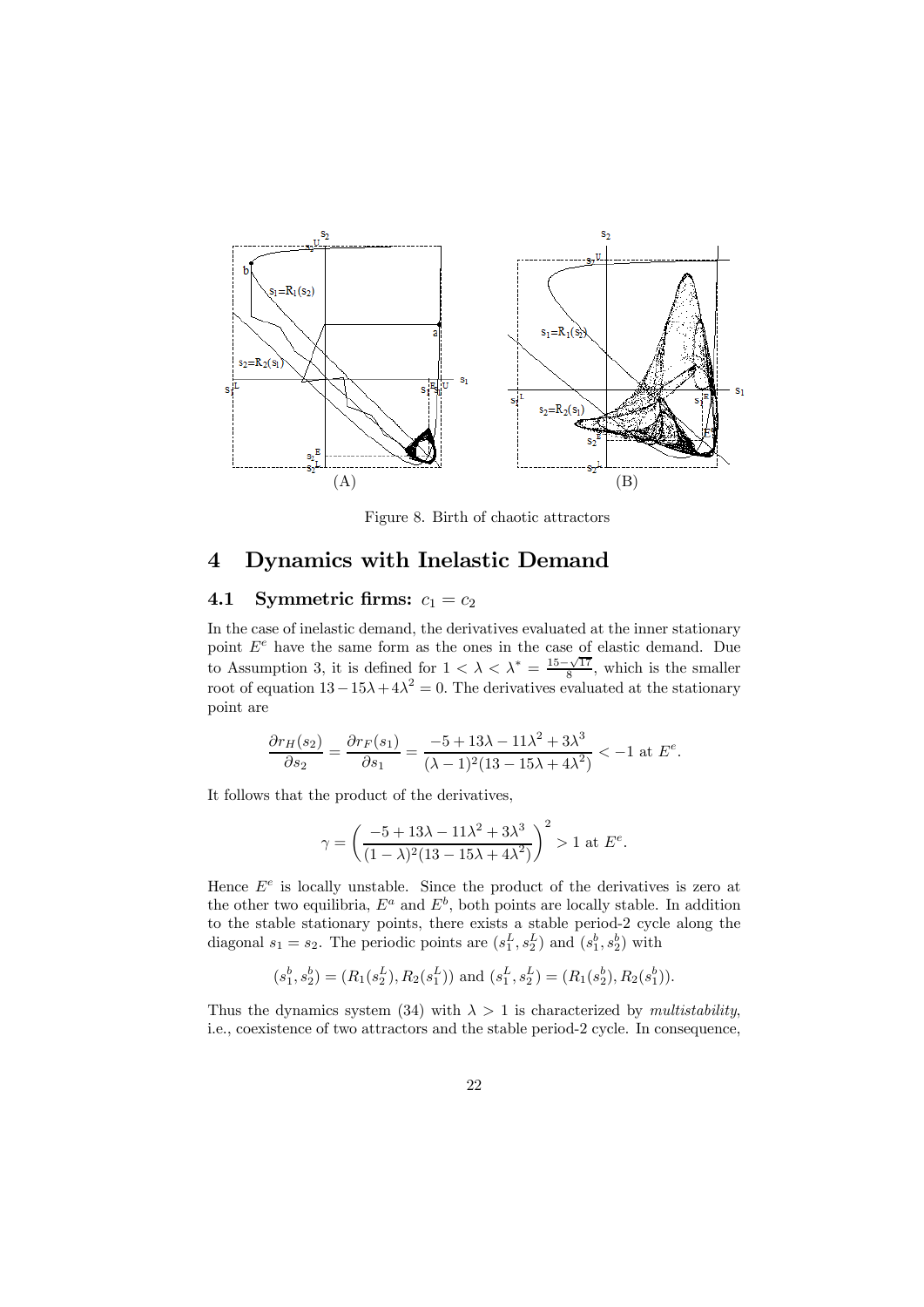Figure 8. Birth of chaotic attractors

## 4 Dynamics with Inelastic Demand

### 4.1 Symmetric firms: $c_1 = c_2$

In the case of inelastic demand, the derivatives evaluated at the inner stationary point $E^e$ have the same form as the ones in the case of elastic demand. Due to Assumption 3, it is defined for $1 < \lambda < \lambda^* = \frac{15-\sqrt{17}}{8}$, which is the smaller root of equation $13 - 15\lambda + 4\lambda^2 = 0$. The derivatives evaluated at the stationary point are

$$\frac{\partial r_H(s_2)}{\partial s_2} = \frac{\partial r_F(s_1)}{\partial s_1} = \frac{-5 + 13\lambda - 11\lambda^2 + 3\lambda^3}{(\lambda - 1)^2(13 - 15\lambda + 4\lambda^2)} < -1 \text{ at } E^e.$$

It follows that the product of the derivatives,

$$\gamma = \left( \frac{-5 + 13\lambda - 11\lambda^2 + 3\lambda^3}{(1 - \lambda)^2(13 - 15\lambda + 4\lambda^2)} \right)^2 > 1 \text{ at } E^e.$$

Hence $E^e$ is locally unstable. Since the product of the derivatives is zero at the other two equilibria, $E^a$ and $E^b$, both points are locally stable. In addition to the stable stationary points, there exists a stable period-2 cycle along the diagonal $s_1 = s_2$. The periodic points are $(s_1^L, s_2^L)$ and $(s_1^b, s_2^b)$ with

$$(s_1^b, s_2^b) = (R_1(s_2^L), R_2(s_1^L)) \text{ and } (s_1^L, s_2^L) = (R_1(s_2^b), R_2(s_1^b)).$$

Thus the dynamics system (34) with $\lambda > 1$ is characterized by *multistability*, i.e., coexistence of two attractors and the stable period-2 cycle. In consequence,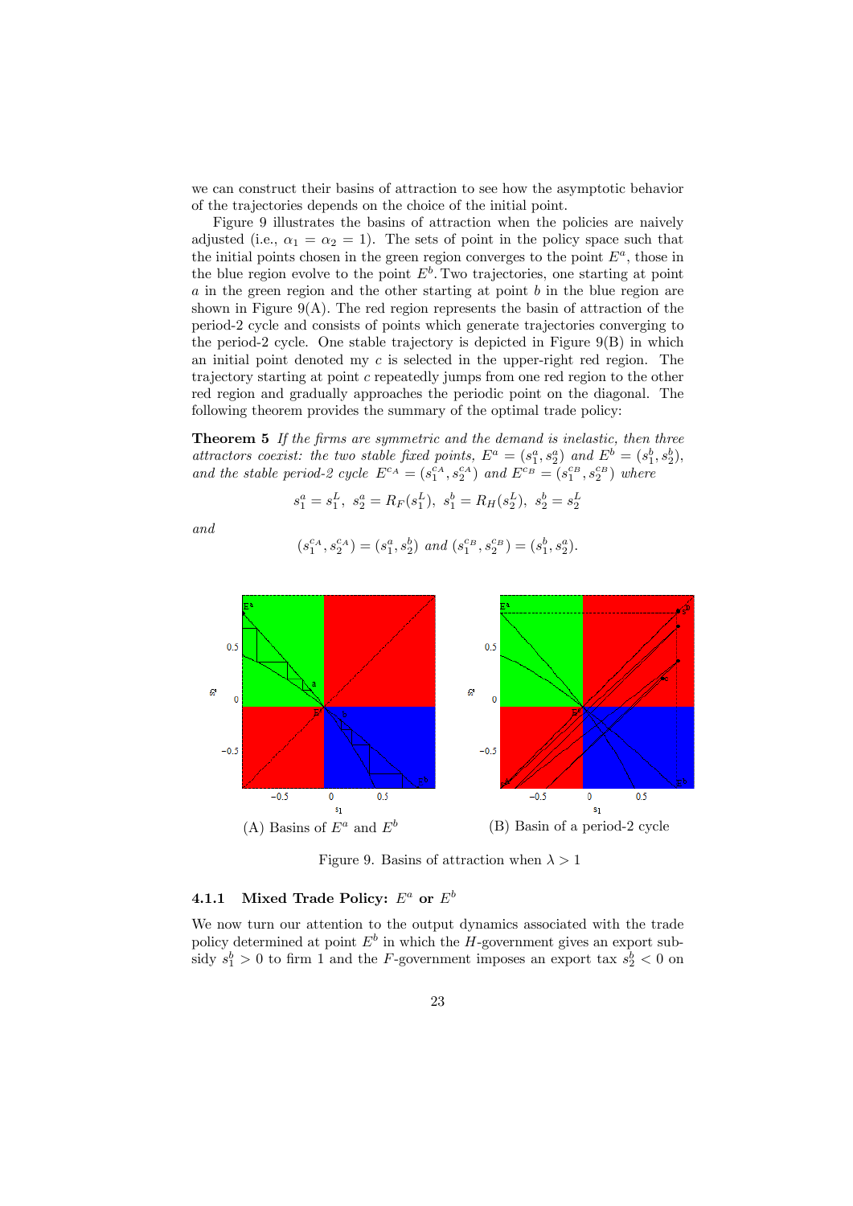we can construct their basins of attraction to see how the asymptotic behavior of the trajectories depends on the choice of the initial point.

Figure 9 illustrates the basins of attraction when the policies are naively adjusted (i.e., $\alpha_1 = \alpha_2 = 1$). The sets of point in the policy space such that the initial points chosen in the green region converges to the point $E^a$, those in the blue region evolve to the point $E^b$. Two trajectories, one starting at point $a$ in the green region and the other starting at point $b$ in the blue region are shown in Figure 9(A). The red region represents the basin of attraction of the period-2 cycle and consists of points which generate trajectories converging to the period-2 cycle. One stable trajectory is depicted in Figure 9(B) in which an initial point denoted my $c$ is selected in the upper-right red region. The trajectory starting at point $c$ repeatedly jumps from one red region to the other red region and gradually approaches the periodic point on the diagonal. The following theorem provides the summary of the optimal trade policy:

**Theorem 5** *If the firms are symmetric and the demand is inelastic, then three attractors coexist: the two stable fixed points,* $E^a = (s_1^a, s_2^a)$ *and* $E^b = (s_1^b, s_2^b)$*, and the stable period-2 cycle* $E^{c_A} = (s_1^{c_A}, s_2^{c_A})$ *and* $E^{c_B} = (s_1^{c_B}, s_2^{c_B})$ *where*

$$s_1^a = s_1^L, \; s_2^a = R_F(s_1^L), \; s_1^b = R_H(s_2^L), \; s_2^b = s_2^L$$

*and*

$$(s_1^{c_A}, s_2^{c_A}) = (s_1^a, s_2^b) \text{ and } (s_1^{c_B}, s_2^{c_B}) = (s_1^b, s_2^a).$$

(A) Basins of $E^a$ and $E^b$

(B) Basin of a period-2 cycle

Figure 9. Basins of attraction when $\lambda > 1$

### 4.1.1 Mixed Trade Policy: $E^a$ or $E^b$

We now turn our attention to the output dynamics associated with the trade policy determined at point $E^b$ in which the $H$-government gives an export subsidy $s_1^b > 0$ to firm 1 and the $F$-government imposes an export tax $s_2^b < 0$ on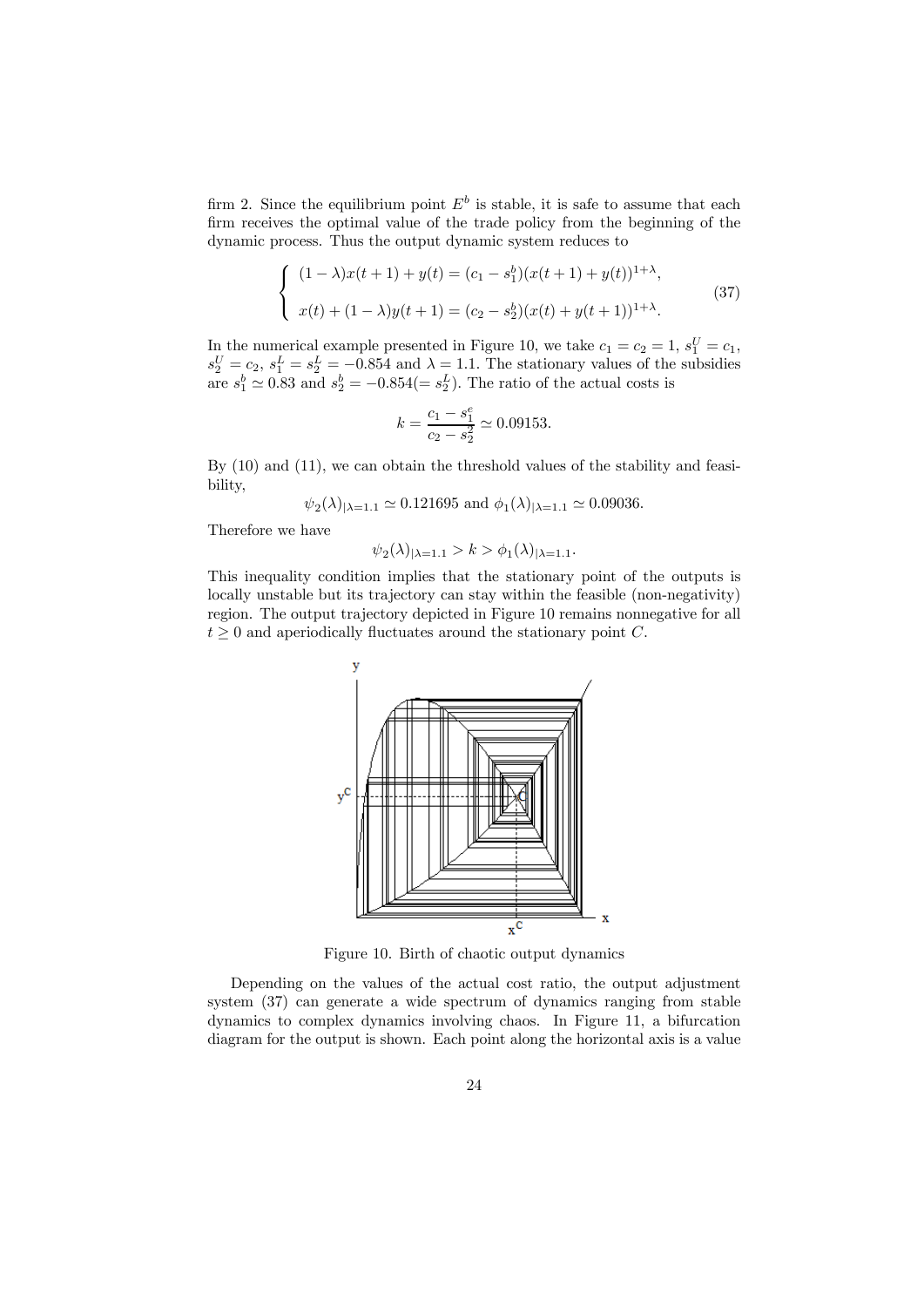firm 2. Since the equilibrium point $E^b$ is stable, it is safe to assume that each firm receives the optimal value of the trade policy from the beginning of the dynamic process. Thus the output dynamic system reduces to

$$\begin{cases} (1-\lambda)x(t+1) + y(t) = (c_1 - s_1^b)(x(t+1) + y(t))^{1+\lambda}, \\ \\ x(t) + (1-\lambda)y(t+1) = (c_2 - s_2^b)(x(t) + y(t+1))^{1+\lambda}. \end{cases} \tag{37}$$

In the numerical example presented in Figure 10, we take $c_1 = c_2 = 1$, $s_1^U = c_1$, $s_2^U = c_2$, $s_1^L = s_2^L = -0.854$ and $\lambda = 1.1$. The stationary values of the subsidies are $s_1^b \simeq 0.83$ and $s_2^b = -0.854 (= s_2^L)$. The ratio of the actual costs is

$$k = \frac{c_1 - s_1^e}{c_2 - s_2^2} \simeq 0.09153.$$

By (10) and (11), we can obtain the threshold values of the stability and feasibility,

$$\psi_2(\lambda)_{|\lambda=1.1} \simeq 0.121695 \text{ and } \phi_1(\lambda)_{|\lambda=1.1} \simeq 0.09036.$$

Therefore we have

$$\psi_2(\lambda)_{|\lambda=1.1} > k > \phi_1(\lambda)_{|\lambda=1.1}.$$

This inequality condition implies that the stationary point of the outputs is locally unstable but its trajectory can stay within the feasible (non-negativity) region. The output trajectory depicted in Figure 10 remains nonnegative for all $t \geq 0$ and aperiodically fluctuates around the stationary point $C$.

Figure 10. Birth of chaotic output dynamics

Depending on the values of the actual cost ratio, the output adjustment system (37) can generate a wide spectrum of dynamics ranging from stable dynamics to complex dynamics involving chaos. In Figure 11, a bifurcation diagram for the output is shown. Each point along the horizontal axis is a value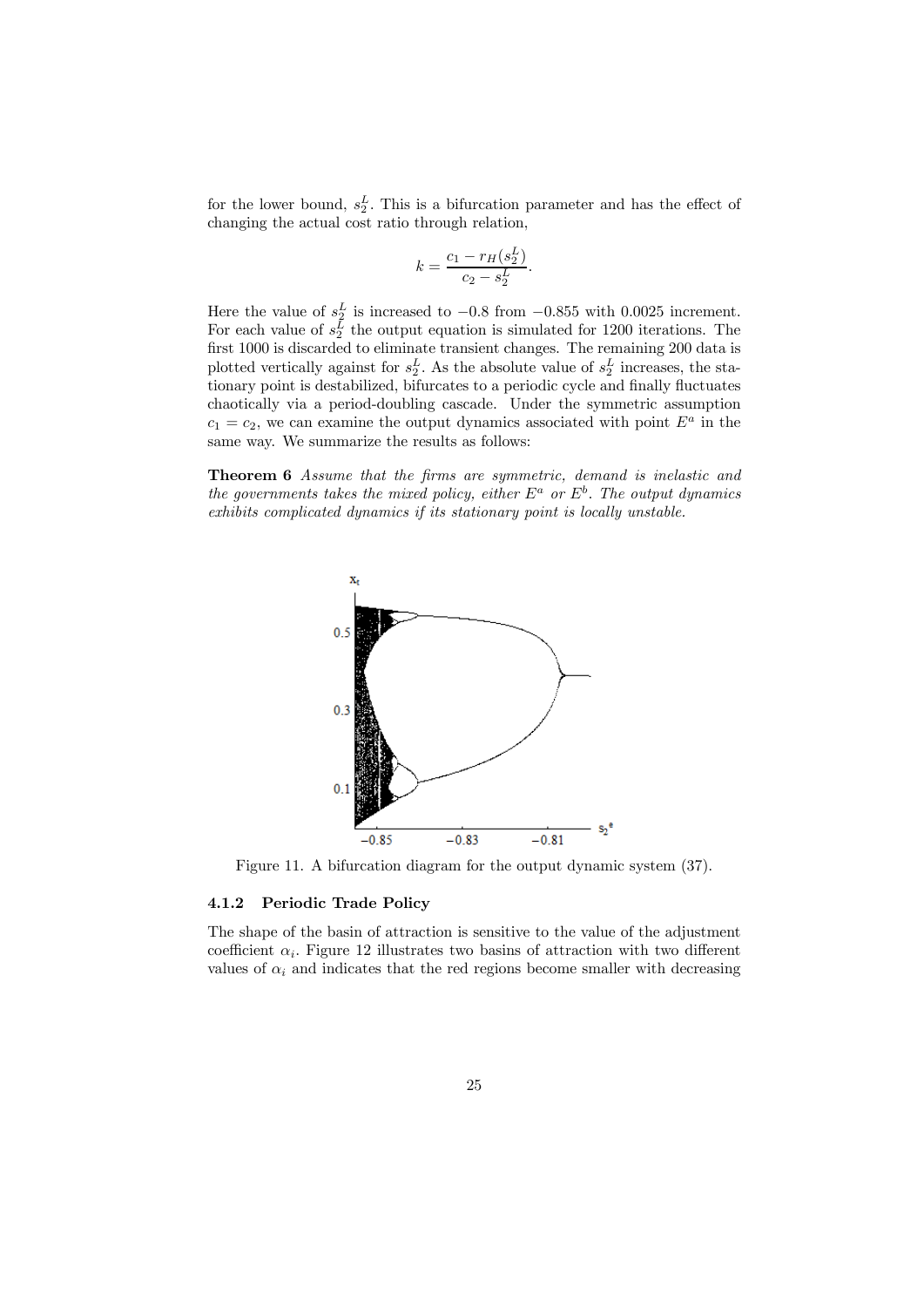for the lower bound, $s_2^L$. This is a bifurcation parameter and has the effect of changing the actual cost ratio through relation,

$$k = \frac{c_1 - r_H(s_2^L)}{c_2 - s_2^L}.$$

Here the value of $s_2^L$ is increased to $-0.8$ from $-0.855$ with 0.0025 increment. For each value of $s_2^L$ the output equation is simulated for 1200 iterations. The first 1000 is discarded to eliminate transient changes. The remaining 200 data is plotted vertically against for $s_2^L$. As the absolute value of $s_2^L$ increases, the stationary point is destabilized, bifurcates to a periodic cycle and finally fluctuates chaotically via a period-doubling cascade. Under the symmetric assumption $c_1 = c_2$, we can examine the output dynamics associated with point $E^a$ in the same way. We summarize the results as follows:

**Theorem 6** *Assume that the firms are symmetric, demand is inelastic and the governments takes the mixed policy, either $E^a$ or $E^b$. The output dynamics exhibits complicated dynamics if its stationary point is locally unstable.*

Figure 11. A bifurcation diagram for the output dynamic system (37).

#### 4.1.2 Periodic Trade Policy

The shape of the basin of attraction is sensitive to the value of the adjustment coefficient $\alpha_i$. Figure 12 illustrates two basins of attraction with two different values of $\alpha_i$ and indicates that the red regions become smaller with decreasing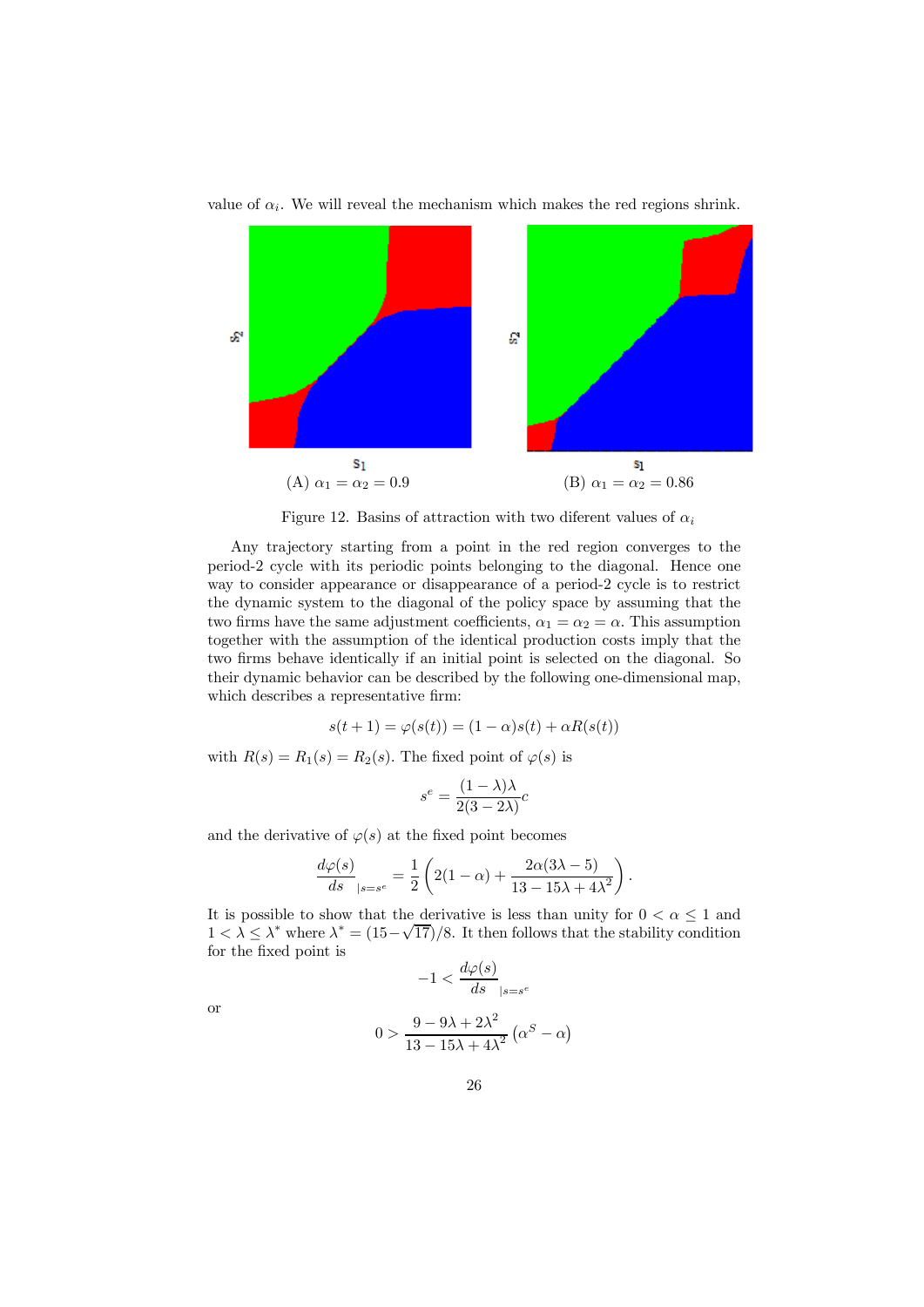value of $\alpha_i$. We will reveal the mechanism which makes the red regions shrink.

(A) $\alpha_1 = \alpha_2 = 0.9$

(B) $\alpha_1 = \alpha_2 = 0.86$

Figure 12. Basins of attraction with two diferent values of $\alpha_i$

Any trajectory starting from a point in the red region converges to the period-2 cycle with its periodic points belonging to the diagonal. Hence one way to consider appearance or disappearance of a period-2 cycle is to restrict the dynamic system to the diagonal of the policy space by assuming that the two firms have the same adjustment coefficients, $\alpha_1 = \alpha_2 = \alpha$. This assumption together with the assumption of the identical production costs imply that the two firms behave identically if an initial point is selected on the diagonal. So their dynamic behavior can be described by the following one-dimensional map, which describes a representative firm:

$$s(t+1) = \varphi(s(t)) = (1-\alpha)s(t) + \alpha R(s(t))$$

with $R(s) = R_1(s) = R_2(s)$. The fixed point of $\varphi(s)$ is

$$s^e = \frac{(1-\lambda)\lambda}{2(3-2\lambda)}c$$

and the derivative of $\varphi(s)$ at the fixed point becomes

$$\frac{d\varphi(s)}{ds}_{|s=s^e} = \frac{1}{2}\left(2(1-\alpha) + \frac{2\alpha(3\lambda-5)}{13-15\lambda+4\lambda^2}\right).$$

It is possible to show that the derivative is less than unity for $0 < \alpha \leq 1$ and $1 < \lambda \leq \lambda^*$ where $\lambda^* = (15-\sqrt{17})/8$. It then follows that the stability condition for the fixed point is

$$-1 < \frac{d\varphi(s)}{ds}_{|s=s^e}$$

or

$$0 > \frac{9-9\lambda+2\lambda^2}{13-15\lambda+4\lambda^2}\left(\alpha^S - \alpha\right)$$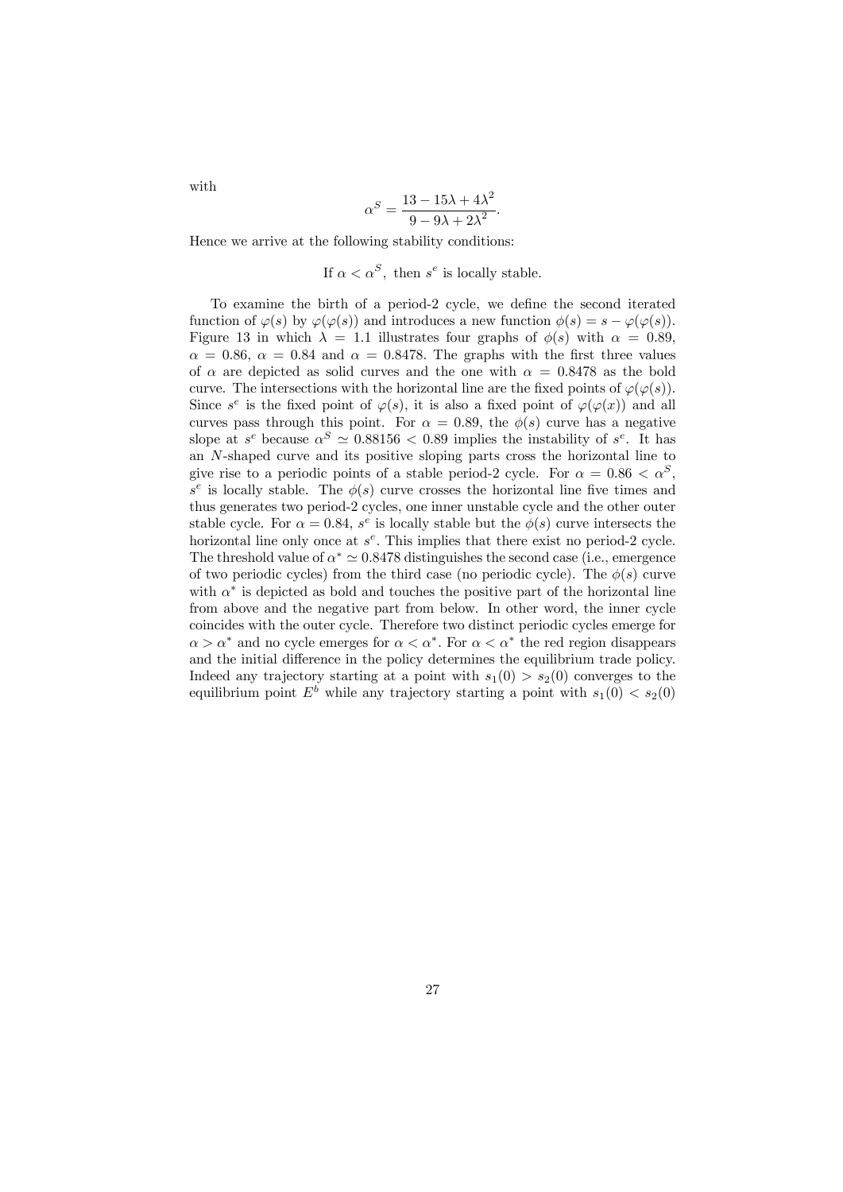with

$$\alpha^S = \frac{13 - 15\lambda + 4\lambda^2}{9 - 9\lambda + 2\lambda^2}.$$

Hence we arrive at the following stability conditions:

$$\text{If } \alpha < \alpha^S, \text{ then } s^e \text{ is locally stable.}$$

To examine the birth of a period-2 cycle, we define the second iterated function of $\varphi(s)$ by $\varphi(\varphi(s))$ and introduces a new function $\phi(s) = s - \varphi(\varphi(s))$. Figure 13 in which $\lambda = 1.1$ illustrates four graphs of $\phi(s)$ with $\alpha = 0.89$, $\alpha = 0.86$, $\alpha = 0.84$ and $\alpha = 0.8478$. The graphs with the first three values of $\alpha$ are depicted as solid curves and the one with $\alpha = 0.8478$ as the bold curve. The intersections with the horizontal line are the fixed points of $\varphi(\varphi(s))$. Since $s^e$ is the fixed point of $\varphi(s)$, it is also a fixed point of $\varphi(\varphi(x))$ and all curves pass through this point. For $\alpha = 0.89$, the $\phi(s)$ curve has a negative slope at $s^e$ because $\alpha^S \simeq 0.88156 < 0.89$ implies the instability of $s^e$. It has an $N$-shaped curve and its positive sloping parts cross the horizontal line to give rise to a periodic points of a stable period-2 cycle. For $\alpha = 0.86 < \alpha^S$, $s^e$ is locally stable. The $\phi(s)$ curve crosses the horizontal line five times and thus generates two period-2 cycles, one inner unstable cycle and the other outer stable cycle. For $\alpha = 0.84$, $s^e$ is locally stable but the $\phi(s)$ curve intersects the horizontal line only once at $s^e$. This implies that there exist no period-2 cycle. The threshold value of $\alpha^* \simeq 0.8478$ distinguishes the second case (i.e., emergence of two periodic cycles) from the third case (no periodic cycle). The $\phi(s)$ curve with $\alpha^*$ is depicted as bold and touches the positive part of the horizontal line from above and the negative part from below. In other word, the inner cycle coincides with the outer cycle. Therefore two distinct periodic cycles emerge for $\alpha > \alpha^*$ and no cycle emerges for $\alpha < \alpha^*$. For $\alpha < \alpha^*$ the red region disappears and the initial difference in the policy determines the equilibrium trade policy. Indeed any trajectory starting at a point with $s_1(0) > s_2(0)$ converges to the equilibrium point $E^b$ while any trajectory starting a point with $s_1(0) < s_2(0)$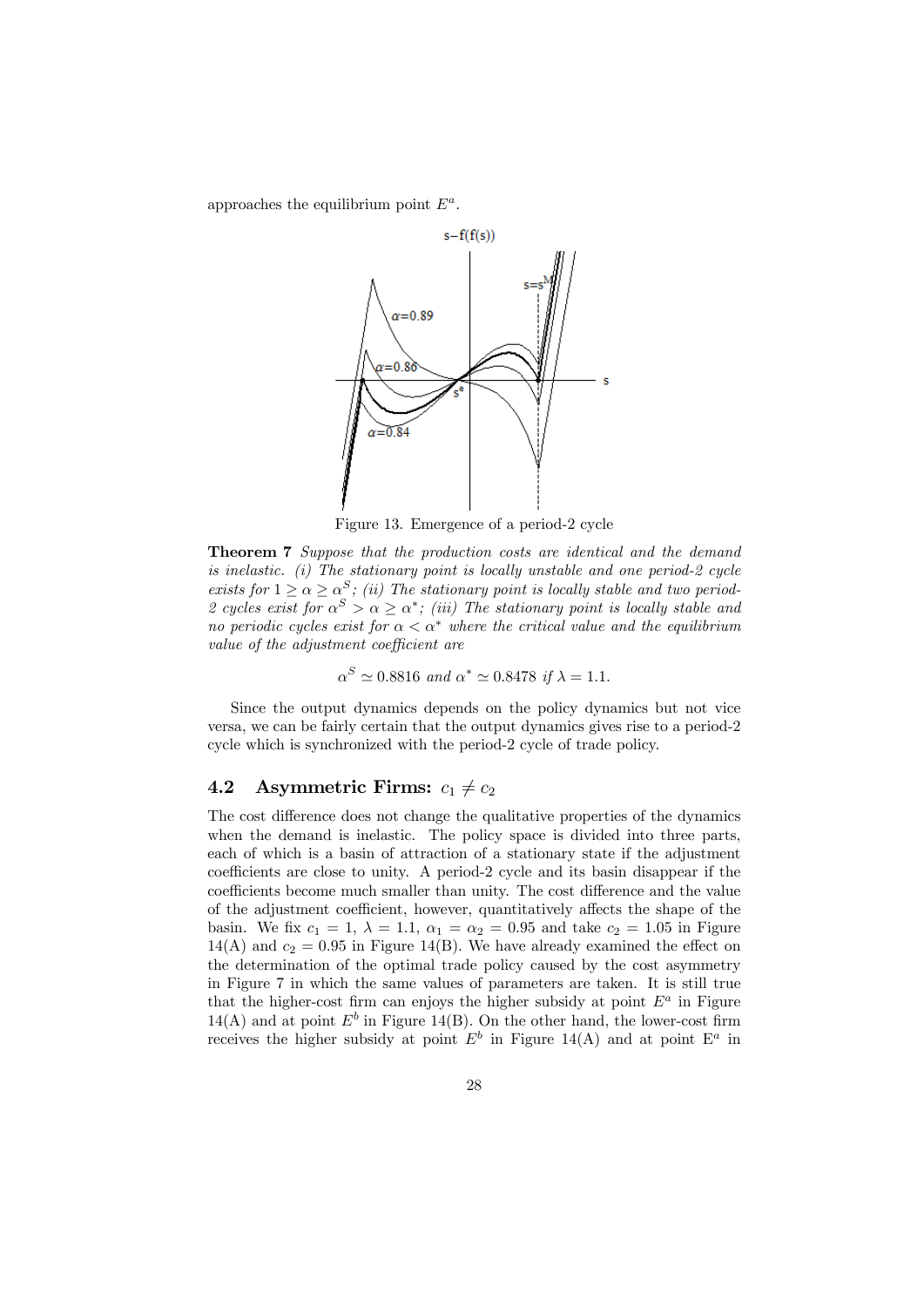approaches the equilibrium point $E^a$.

Figure 13. Emergence of a period-2 cycle

**Theorem 7** *Suppose that the production costs are identical and the demand is inelastic. (i) The stationary point is locally unstable and one period-2 cycle exists for $1 \geq \alpha \geq \alpha^S$; (ii) The stationary point is locally stable and two period-2 cycles exist for $\alpha^S > \alpha \geq \alpha^*$; (iii) The stationary point is locally stable and no periodic cycles exist for $\alpha < \alpha^*$ where the critical value and the equilibrium value of the adjustment coefficient are*

$$\alpha^S \simeq 0.8816 \text{ and } \alpha^* \simeq 0.8478 \text{ if } \lambda = 1.1.$$

Since the output dynamics depends on the policy dynamics but not vice versa, we can be fairly certain that the output dynamics gives rise to a period-2 cycle which is synchronized with the period-2 cycle of trade policy.

## 4.2 Asymmetric Firms: $c_1 \neq c_2$

The cost difference does not change the qualitative properties of the dynamics when the demand is inelastic. The policy space is divided into three parts, each of which is a basin of attraction of a stationary state if the adjustment coefficients are close to unity. A period-2 cycle and its basin disappear if the coefficients become much smaller than unity. The cost difference and the value of the adjustment coefficient, however, quantitatively affects the shape of the basin. We fix $c_1 = 1$, $\lambda = 1.1$, $\alpha_1 = \alpha_2 = 0.95$ and take $c_2 = 1.05$ in Figure 14(A) and $c_2 = 0.95$ in Figure 14(B). We have already examined the effect on the determination of the optimal trade policy caused by the cost asymmetry in Figure 7 in which the same values of parameters are taken. It is still true that the higher-cost firm can enjoys the higher subsidy at point $E^a$ in Figure 14(A) and at point $E^b$ in Figure 14(B). On the other hand, the lower-cost firm receives the higher subsidy at point $E^b$ in Figure 14(A) and at point $E^a$ in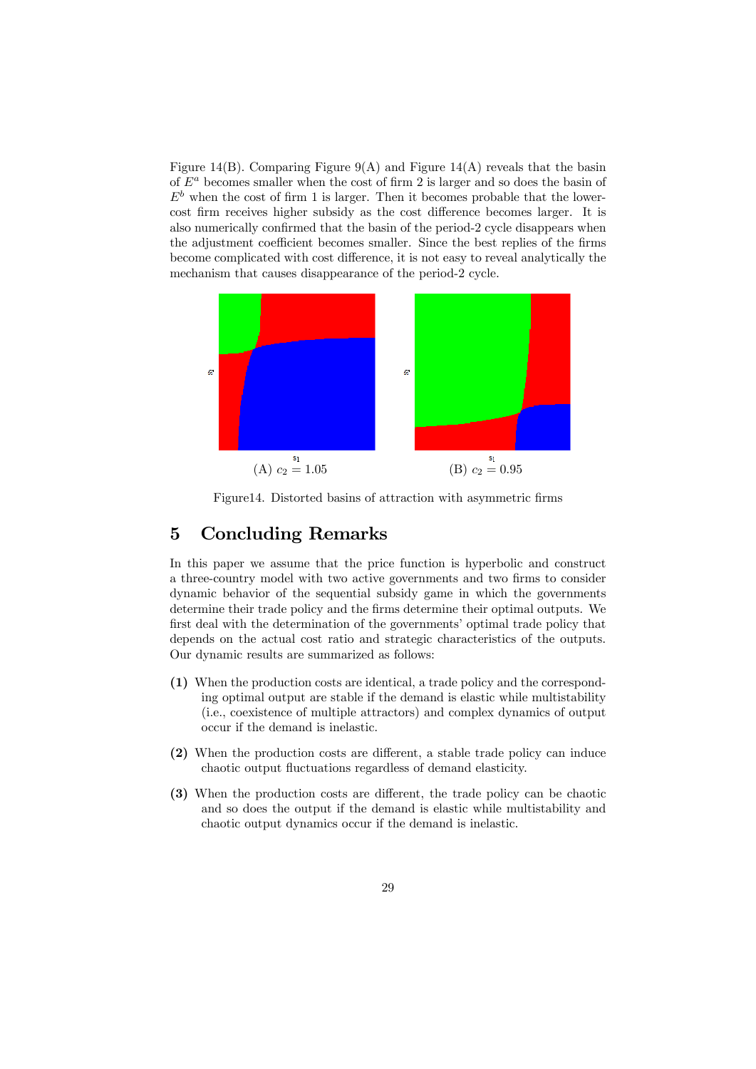Figure 14(B). Comparing Figure 9(A) and Figure 14(A) reveals that the basin of $E^a$ becomes smaller when the cost of firm 2 is larger and so does the basin of $E^b$ when the cost of firm 1 is larger. Then it becomes probable that the lower-cost firm receives higher subsidy as the cost difference becomes larger. It is also numerically confirmed that the basin of the period-2 cycle disappears when the adjustment coefficient becomes smaller. Since the best replies of the firms become complicated with cost difference, it is not easy to reveal analytically the mechanism that causes disappearance of the period-2 cycle.

(A) $c_2 = 1.05$ (B) $c_2 = 0.95$

Figure14. Distorted basins of attraction with asymmetric firms

## 5 Concluding Remarks

In this paper we assume that the price function is hyperbolic and construct a three-country model with two active governments and two firms to consider dynamic behavior of the sequential subsidy game in which the governments determine their trade policy and the firms determine their optimal outputs. We first deal with the determination of the governments' optimal trade policy that depends on the actual cost ratio and strategic characteristics of the outputs. Our dynamic results are summarized as follows:

**(1)** When the production costs are identical, a trade policy and the corresponding optimal output are stable if the demand is elastic while multistability (i.e., coexistence of multiple attractors) and complex dynamics of output occur if the demand is inelastic.

**(2)** When the production costs are different, a stable trade policy can induce chaotic output fluctuations regardless of demand elasticity.

**(3)** When the production costs are different, the trade policy can be chaotic and so does the output if the demand is elastic while multistability and chaotic output dynamics occur if the demand is inelastic.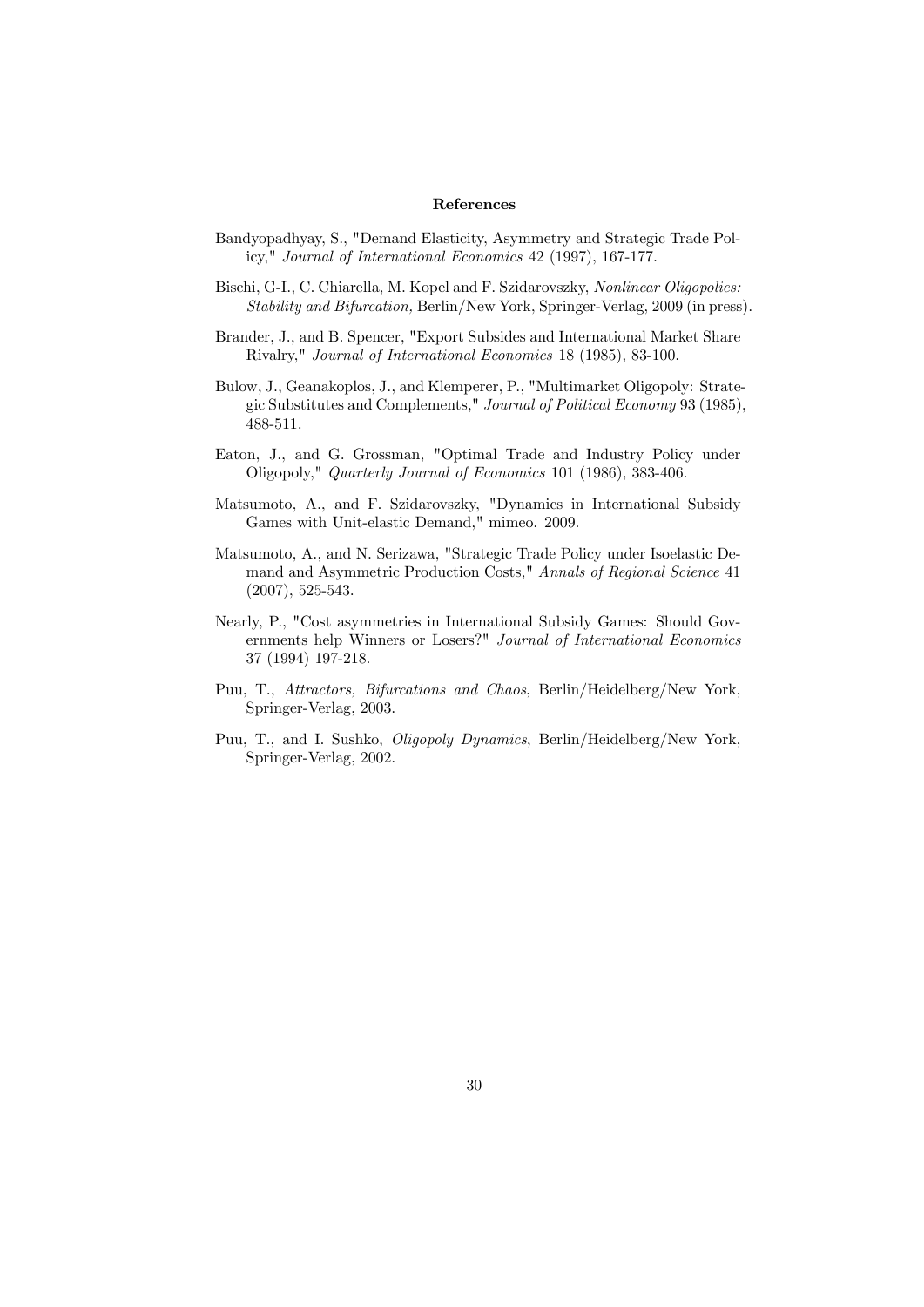# References

Bandyopadhyay, S., "Demand Elasticity, Asymmetry and Strategic Trade Policy," *Journal of International Economics* 42 (1997), 167-177.

Bischi, G-I., C. Chiarella, M. Kopel and F. Szidarovszky, *Nonlinear Oligopolies: Stability and Bifurcation,* Berlin/New York, Springer-Verlag, 2009 (in press).

Brander, J., and B. Spencer, "Export Subsides and International Market Share Rivalry," *Journal of International Economics* 18 (1985), 83-100.

Bulow, J., Geanakoplos, J., and Klemperer, P., "Multimarket Oligopoly: Strategic Substitutes and Complements," *Journal of Political Economy* 93 (1985), 488-511.

Eaton, J., and G. Grossman, "Optimal Trade and Industry Policy under Oligopoly," *Quarterly Journal of Economics* 101 (1986), 383-406.

Matsumoto, A., and F. Szidarovszky, "Dynamics in International Subsidy Games with Unit-elastic Demand," mimeo. 2009.

Matsumoto, A., and N. Serizawa, "Strategic Trade Policy under Isoelastic Demand and Asymmetric Production Costs," *Annals of Regional Science* 41 (2007), 525-543.

Nearly, P., "Cost asymmetries in International Subsidy Games: Should Governments help Winners or Losers?" *Journal of International Economics* 37 (1994) 197-218.

Puu, T., *Attractors, Bifurcations and Chaos*, Berlin/Heidelberg/New York, Springer-Verlag, 2003.

Puu, T., and I. Sushko, *Oligopoly Dynamics*, Berlin/Heidelberg/New York, Springer-Verlag, 2002.